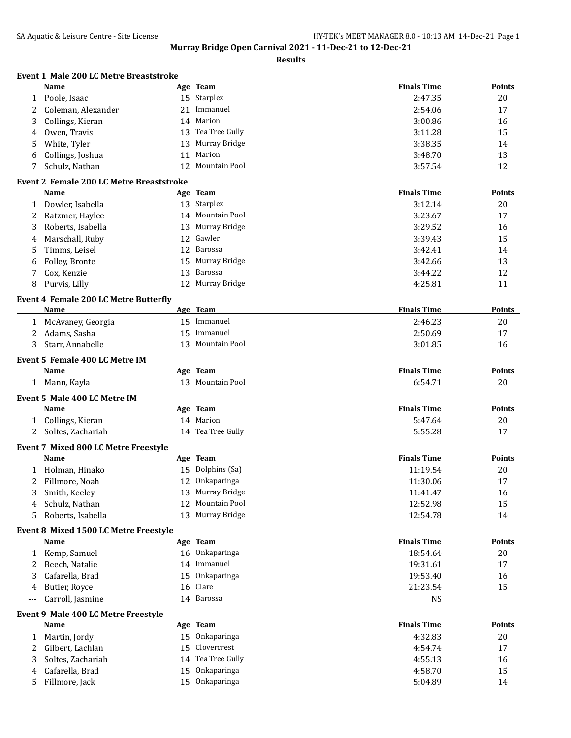# Murray Bridge Open Carnival 2021 - 11-Dec-21 to 12-Dec-21

## Results

### Event 1 Male 200 LC Metre Breaststroke

| | Name | Age | Team | Finals Time | Points |
|---|---|---|---|---|---|
| 1 | Poole, Isaac | 15 | Starplex | 2:47.35 | 20 |
| 2 | Coleman, Alexander | 21 | Immanuel | 2:54.06 | 17 |
| 3 | Collings, Kieran | 14 | Marion | 3:00.86 | 16 |
| 4 | Owen, Travis | 13 | Tea Tree Gully | 3:11.28 | 15 |
| 5 | White, Tyler | 13 | Murray Bridge | 3:38.35 | 14 |
| 6 | Collings, Joshua | 11 | Marion | 3:48.70 | 13 |
| 7 | Schulz, Nathan | 12 | Mountain Pool | 3:57.54 | 12 |

### Event 2 Female 200 LC Metre Breaststroke

| | Name | Age | Team | Finals Time | Points |
|---|---|---|---|---|---|
| 1 | Dowler, Isabella | 13 | Starplex | 3:12.14 | 20 |
| 2 | Ratzmer, Haylee | 14 | Mountain Pool | 3:23.67 | 17 |
| 3 | Roberts, Isabella | 13 | Murray Bridge | 3:29.52 | 16 |
| 4 | Marschall, Ruby | 12 | Gawler | 3:39.43 | 15 |
| 5 | Timms, Leisel | 12 | Barossa | 3:42.41 | 14 |
| 6 | Folley, Bronte | 15 | Murray Bridge | 3:42.66 | 13 |
| 7 | Cox, Kenzie | 13 | Barossa | 3:44.22 | 12 |
| 8 | Purvis, Lilly | 12 | Murray Bridge | 4:25.81 | 11 |

### Event 4 Female 200 LC Metre Butterfly

| | Name | Age | Team | Finals Time | Points |
|---|---|---|---|---|---|
| 1 | McAvaney, Georgia | 15 | Immanuel | 2:46.23 | 20 |
| 2 | Adams, Sasha | 15 | Immanuel | 2:50.69 | 17 |
| 3 | Starr, Annabelle | 13 | Mountain Pool | 3:01.85 | 16 |

### Event 5 Female 400 LC Metre IM

| | Name | Age | Team | Finals Time | Points |
|---|---|---|---|---|---|
| 1 | Mann, Kayla | 13 | Mountain Pool | 6:54.71 | 20 |

### Event 5 Male 400 LC Metre IM

| | Name | Age | Team | Finals Time | Points |
|---|---|---|---|---|---|
| 1 | Collings, Kieran | 14 | Marion | 5:47.64 | 20 |
| 2 | Soltes, Zachariah | 14 | Tea Tree Gully | 5:55.28 | 17 |

### Event 7 Mixed 800 LC Metre Freestyle

| | Name | Age | Team | Finals Time | Points |
|---|---|---|---|---|---|
| 1 | Holman, Hinako | 15 | Dolphins (Sa) | 11:19.54 | 20 |
| 2 | Fillmore, Noah | 12 | Onkaparinga | 11:30.06 | 17 |
| 3 | Smith, Keeley | 13 | Murray Bridge | 11:41.47 | 16 |
| 4 | Schulz, Nathan | 12 | Mountain Pool | 12:52.98 | 15 |
| 5 | Roberts, Isabella | 13 | Murray Bridge | 12:54.78 | 14 |

### Event 8 Mixed 1500 LC Metre Freestyle

| | Name | Age | Team | Finals Time | Points |
|---|---|---|---|---|---|
| 1 | Kemp, Samuel | 16 | Onkaparinga | 18:54.64 | 20 |
| 2 | Beech, Natalie | 14 | Immanuel | 19:31.61 | 17 |
| 3 | Cafarella, Brad | 15 | Onkaparinga | 19:53.40 | 16 |
| 4 | Butler, Royce | 16 | Clare | 21:23.54 | 15 |
| --- | Carroll, Jasmine | 14 | Barossa | NS | |

### Event 9 Male 400 LC Metre Freestyle

| | Name | Age | Team | Finals Time | Points |
|---|---|---|---|---|---|
| 1 | Martin, Jordy | 15 | Onkaparinga | 4:32.83 | 20 |
| 2 | Gilbert, Lachlan | 15 | Clovercrest | 4:54.74 | 17 |
| 3 | Soltes, Zachariah | 14 | Tea Tree Gully | 4:55.13 | 16 |
| 4 | Cafarella, Brad | 15 | Onkaparinga | 4:58.70 | 15 |
| 5 | Fillmore, Jack | 15 | Onkaparinga | 5:04.89 | 14 |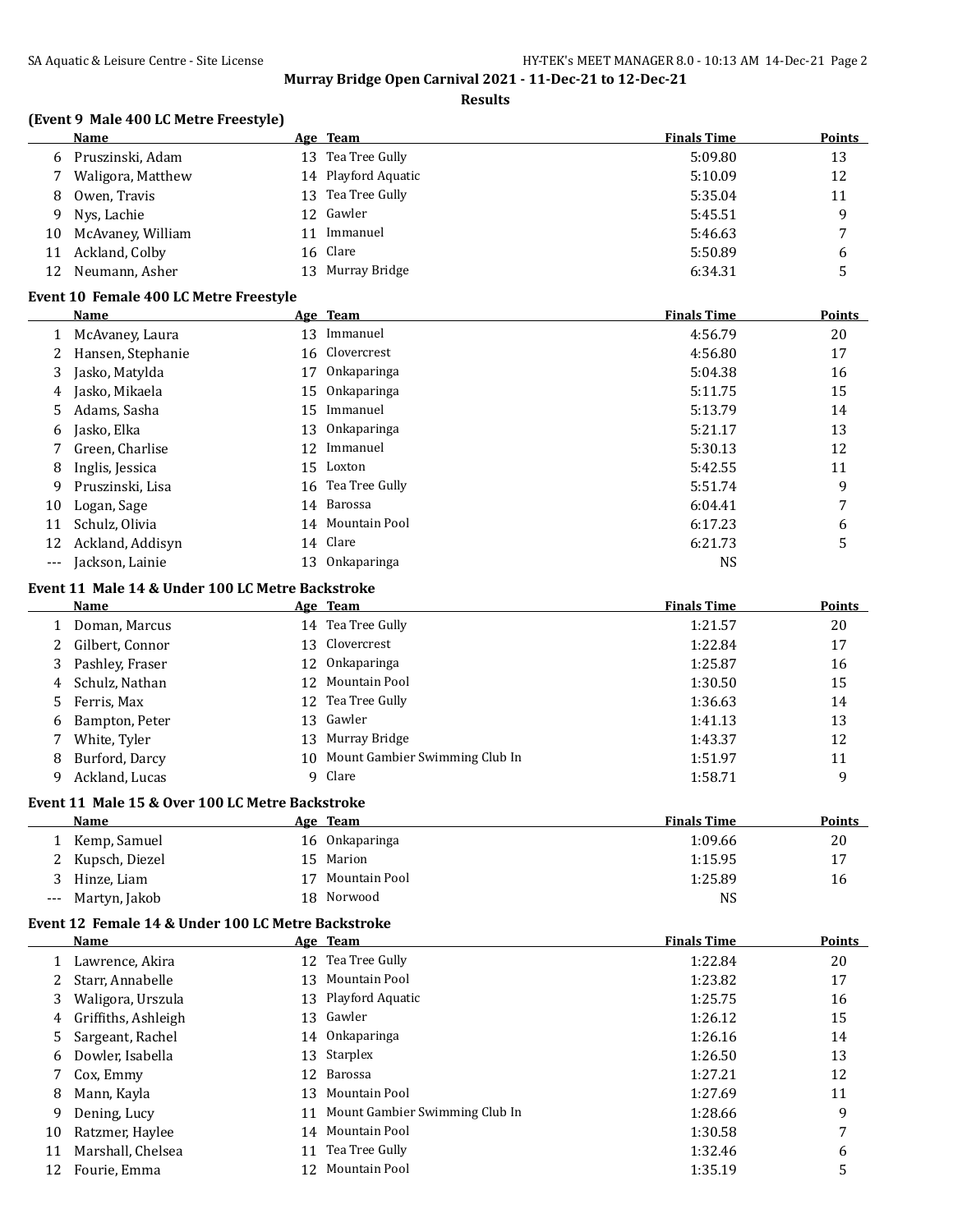Murray Bridge Open Carnival 2021 - 11-Dec-21 to 12-Dec-21

Results

### (Event 9 Male 400 LC Metre Freestyle)

| | Name | Age | Team | Finals Time | Points |
|---|---|---|---|---|---|
| 6 | Pruszinski, Adam | 13 | Tea Tree Gully | 5:09.80 | 13 |
| 7 | Waligora, Matthew | 14 | Playford Aquatic | 5:10.09 | 12 |
| 8 | Owen, Travis | 13 | Tea Tree Gully | 5:35.04 | 11 |
| 9 | Nys, Lachie | 12 | Gawler | 5:45.51 | 9 |
| 10 | McAvaney, William | 11 | Immanuel | 5:46.63 | 7 |
| 11 | Ackland, Colby | 16 | Clare | 5:50.89 | 6 |
| 12 | Neumann, Asher | 13 | Murray Bridge | 6:34.31 | 5 |

### Event 10 Female 400 LC Metre Freestyle

| | Name | Age | Team | Finals Time | Points |
|---|---|---|---|---|---|
| 1 | McAvaney, Laura | 13 | Immanuel | 4:56.79 | 20 |
| 2 | Hansen, Stephanie | 16 | Clovercrest | 4:56.80 | 17 |
| 3 | Jasko, Matylda | 17 | Onkaparinga | 5:04.38 | 16 |
| 4 | Jasko, Mikaela | 15 | Onkaparinga | 5:11.75 | 15 |
| 5 | Adams, Sasha | 15 | Immanuel | 5:13.79 | 14 |
| 6 | Jasko, Elka | 13 | Onkaparinga | 5:21.17 | 13 |
| 7 | Green, Charlise | 12 | Immanuel | 5:30.13 | 12 |
| 8 | Inglis, Jessica | 15 | Loxton | 5:42.55 | 11 |
| 9 | Pruszinski, Lisa | 16 | Tea Tree Gully | 5:51.74 | 9 |
| 10 | Logan, Sage | 14 | Barossa | 6:04.41 | 7 |
| 11 | Schulz, Olivia | 14 | Mountain Pool | 6:17.23 | 6 |
| 12 | Ackland, Addisyn | 14 | Clare | 6:21.73 | 5 |
| --- | Jackson, Lainie | 13 | Onkaparinga | NS | |

### Event 11 Male 14 & Under 100 LC Metre Backstroke

| | Name | Age | Team | Finals Time | Points |
|---|---|---|---|---|---|
| 1 | Doman, Marcus | 14 | Tea Tree Gully | 1:21.57 | 20 |
| 2 | Gilbert, Connor | 13 | Clovercrest | 1:22.84 | 17 |
| 3 | Pashley, Fraser | 12 | Onkaparinga | 1:25.87 | 16 |
| 4 | Schulz, Nathan | 12 | Mountain Pool | 1:30.50 | 15 |
| 5 | Ferris, Max | 12 | Tea Tree Gully | 1:36.63 | 14 |
| 6 | Bampton, Peter | 13 | Gawler | 1:41.13 | 13 |
| 7 | White, Tyler | 13 | Murray Bridge | 1:43.37 | 12 |
| 8 | Burford, Darcy | 10 | Mount Gambier Swimming Club In | 1:51.97 | 11 |
| 9 | Ackland, Lucas | 9 | Clare | 1:58.71 | 9 |

### Event 11 Male 15 & Over 100 LC Metre Backstroke

| | Name | Age | Team | Finals Time | Points |
|---|---|---|---|---|---|
| 1 | Kemp, Samuel | 16 | Onkaparinga | 1:09.66 | 20 |
| 2 | Kupsch, Diezel | 15 | Marion | 1:15.95 | 17 |
| 3 | Hinze, Liam | 17 | Mountain Pool | 1:25.89 | 16 |
| --- | Martyn, Jakob | 18 | Norwood | NS | |

### Event 12 Female 14 & Under 100 LC Metre Backstroke

| | Name | Age | Team | Finals Time | Points |
|---|---|---|---|---|---|
| 1 | Lawrence, Akira | 12 | Tea Tree Gully | 1:22.84 | 20 |
| 2 | Starr, Annabelle | 13 | Mountain Pool | 1:23.82 | 17 |
| 3 | Waligora, Urszula | 13 | Playford Aquatic | 1:25.75 | 16 |
| 4 | Griffiths, Ashleigh | 13 | Gawler | 1:26.12 | 15 |
| 5 | Sargeant, Rachel | 14 | Onkaparinga | 1:26.16 | 14 |
| 6 | Dowler, Isabella | 13 | Starplex | 1:26.50 | 13 |
| 7 | Cox, Emmy | 12 | Barossa | 1:27.21 | 12 |
| 8 | Mann, Kayla | 13 | Mountain Pool | 1:27.69 | 11 |
| 9 | Dening, Lucy | 11 | Mount Gambier Swimming Club In | 1:28.66 | 9 |
| 10 | Ratzmer, Haylee | 14 | Mountain Pool | 1:30.58 | 7 |
| 11 | Marshall, Chelsea | 11 | Tea Tree Gully | 1:32.46 | 6 |
| 12 | Fourie, Emma | 12 | Mountain Pool | 1:35.19 | 5 |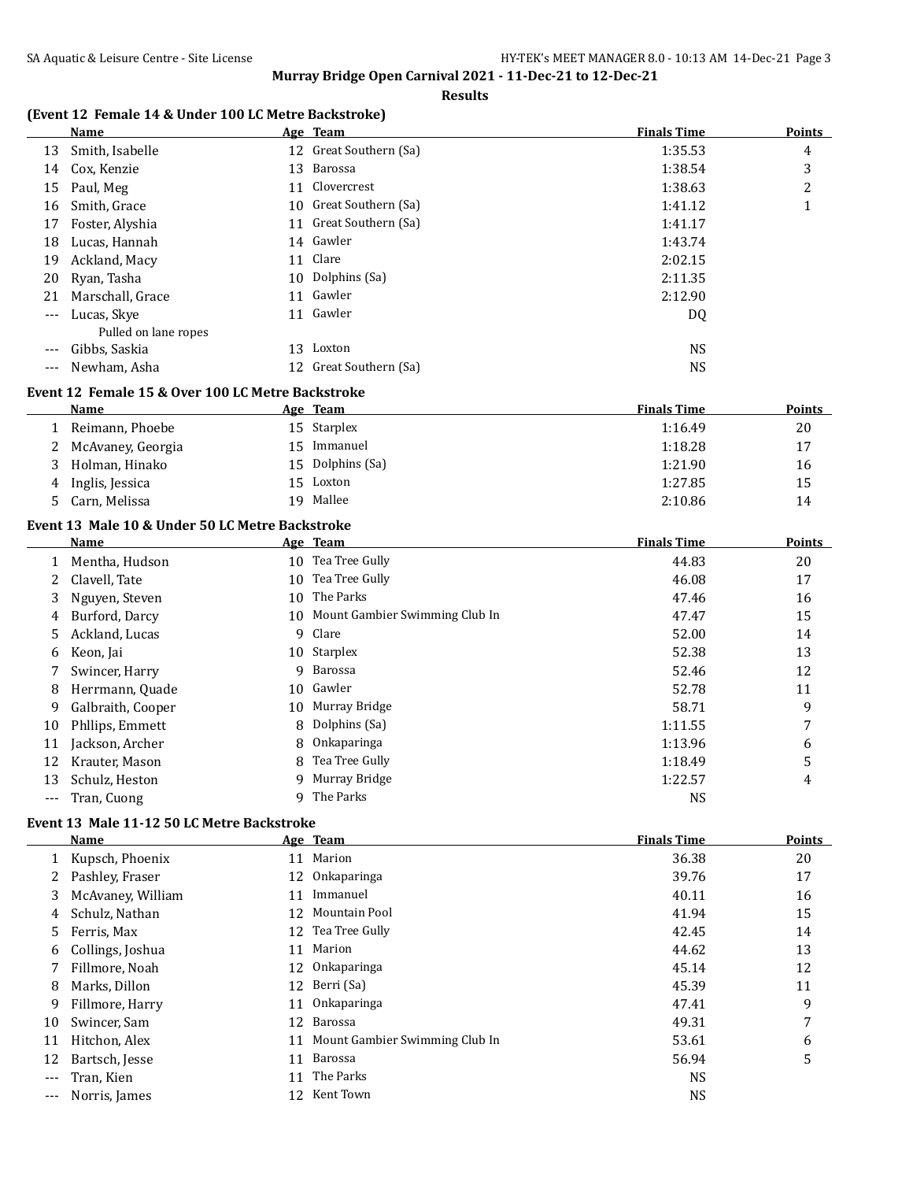## Murray Bridge Open Carnival 2021 - 11-Dec-21 to 12-Dec-21

### Results

#### (Event 12 Female 14 & Under 100 LC Metre Backstroke)

| | Name | Age | Team | Finals Time | Points |
|---|---|---|---|---|---|
| 13 | Smith, Isabelle | 12 | Great Southern (Sa) | 1:35.53 | 4 |
| 14 | Cox, Kenzie | 13 | Barossa | 1:38.54 | 3 |
| 15 | Paul, Meg | 11 | Clovercrest | 1:38.63 | 2 |
| 16 | Smith, Grace | 10 | Great Southern (Sa) | 1:41.12 | 1 |
| 17 | Foster, Alyshia | 11 | Great Southern (Sa) | 1:41.17 | |
| 18 | Lucas, Hannah | 14 | Gawler | 1:43.74 | |
| 19 | Ackland, Macy | 11 | Clare | 2:02.15 | |
| 20 | Ryan, Tasha | 10 | Dolphins (Sa) | 2:11.35 | |
| 21 | Marschall, Grace | 11 | Gawler | 2:12.90 | |
| --- | Lucas, Skye | 11 | Gawler | DQ | |
| | Pulled on lane ropes | | | | |
| --- | Gibbs, Saskia | 13 | Loxton | NS | |
| --- | Newham, Asha | 12 | Great Southern (Sa) | NS | |

#### Event 12 Female 15 & Over 100 LC Metre Backstroke

| | Name | Age | Team | Finals Time | Points |
|---|---|---|---|---|---|
| 1 | Reimann, Phoebe | 15 | Starplex | 1:16.49 | 20 |
| 2 | McAvaney, Georgia | 15 | Immanuel | 1:18.28 | 17 |
| 3 | Holman, Hinako | 15 | Dolphins (Sa) | 1:21.90 | 16 |
| 4 | Inglis, Jessica | 15 | Loxton | 1:27.85 | 15 |
| 5 | Carn, Melissa | 19 | Mallee | 2:10.86 | 14 |

#### Event 13 Male 10 & Under 50 LC Metre Backstroke

| | Name | Age | Team | Finals Time | Points |
|---|---|---|---|---|---|
| 1 | Mentha, Hudson | 10 | Tea Tree Gully | 44.83 | 20 |
| 2 | Clavell, Tate | 10 | Tea Tree Gully | 46.08 | 17 |
| 3 | Nguyen, Steven | 10 | The Parks | 47.46 | 16 |
| 4 | Burford, Darcy | 10 | Mount Gambier Swimming Club In | 47.47 | 15 |
| 5 | Ackland, Lucas | 9 | Clare | 52.00 | 14 |
| 6 | Keon, Jai | 10 | Starplex | 52.38 | 13 |
| 7 | Swincer, Harry | 9 | Barossa | 52.46 | 12 |
| 8 | Herrmann, Quade | 10 | Gawler | 52.78 | 11 |
| 9 | Galbraith, Cooper | 10 | Murray Bridge | 58.71 | 9 |
| 10 | Phllips, Emmett | 8 | Dolphins (Sa) | 1:11.55 | 7 |
| 11 | Jackson, Archer | 8 | Onkaparinga | 1:13.96 | 6 |
| 12 | Krauter, Mason | 8 | Tea Tree Gully | 1:18.49 | 5 |
| 13 | Schulz, Heston | 9 | Murray Bridge | 1:22.57 | 4 |
| --- | Tran, Cuong | 9 | The Parks | NS | |

#### Event 13 Male 11-12 50 LC Metre Backstroke

| | Name | Age | Team | Finals Time | Points |
|---|---|---|---|---|---|
| 1 | Kupsch, Phoenix | 11 | Marion | 36.38 | 20 |
| 2 | Pashley, Fraser | 12 | Onkaparinga | 39.76 | 17 |
| 3 | McAvaney, William | 11 | Immanuel | 40.11 | 16 |
| 4 | Schulz, Nathan | 12 | Mountain Pool | 41.94 | 15 |
| 5 | Ferris, Max | 12 | Tea Tree Gully | 42.45 | 14 |
| 6 | Collings, Joshua | 11 | Marion | 44.62 | 13 |
| 7 | Fillmore, Noah | 12 | Onkaparinga | 45.14 | 12 |
| 8 | Marks, Dillon | 12 | Berri (Sa) | 45.39 | 11 |
| 9 | Fillmore, Harry | 11 | Onkaparinga | 47.41 | 9 |
| 10 | Swincer, Sam | 12 | Barossa | 49.31 | 7 |
| 11 | Hitchon, Alex | 11 | Mount Gambier Swimming Club In | 53.61 | 6 |
| 12 | Bartsch, Jesse | 11 | Barossa | 56.94 | 5 |
| --- | Tran, Kien | 11 | The Parks | NS | |
| --- | Norris, James | 12 | Kent Town | NS | |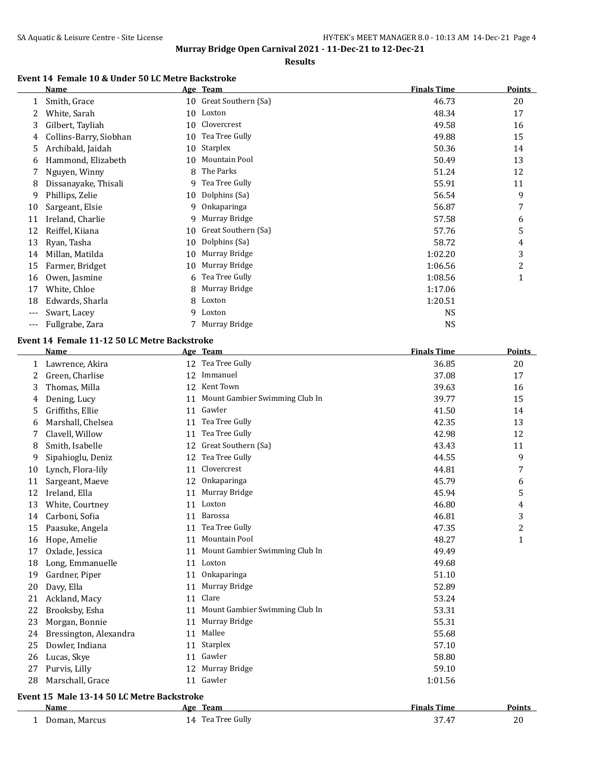**Murray Bridge Open Carnival 2021 - 11-Dec-21 to 12-Dec-21**

**Results**

### Event 14 Female 10 & Under 50 LC Metre Backstroke

| | Name | Age | Team | Finals Time | Points |
|---|---|---|---|---|---|
| 1 | Smith, Grace | 10 | Great Southern (Sa) | 46.73 | 20 |
| 2 | White, Sarah | 10 | Loxton | 48.34 | 17 |
| 3 | Gilbert, Tayliah | 10 | Clovercrest | 49.58 | 16 |
| 4 | Collins-Barry, Siobhan | 10 | Tea Tree Gully | 49.88 | 15 |
| 5 | Archibald, Jaidah | 10 | Starplex | 50.36 | 14 |
| 6 | Hammond, Elizabeth | 10 | Mountain Pool | 50.49 | 13 |
| 7 | Nguyen, Winny | 8 | The Parks | 51.24 | 12 |
| 8 | Dissanayake, Thisali | 9 | Tea Tree Gully | 55.91 | 11 |
| 9 | Phillips, Zelie | 10 | Dolphins (Sa) | 56.54 | 9 |
| 10 | Sargeant, Elsie | 9 | Onkaparinga | 56.87 | 7 |
| 11 | Ireland, Charlie | 9 | Murray Bridge | 57.58 | 6 |
| 12 | Reiffel, Kiiana | 10 | Great Southern (Sa) | 57.76 | 5 |
| 13 | Ryan, Tasha | 10 | Dolphins (Sa) | 58.72 | 4 |
| 14 | Millan, Matilda | 10 | Murray Bridge | 1:02.20 | 3 |
| 15 | Farmer, Bridget | 10 | Murray Bridge | 1:06.56 | 2 |
| 16 | Owen, Jasmine | 6 | Tea Tree Gully | 1:08.56 | 1 |
| 17 | White, Chloe | 8 | Murray Bridge | 1:17.06 | |
| 18 | Edwards, Sharla | 8 | Loxton | 1:20.51 | |
| --- | Swart, Lacey | 9 | Loxton | NS | |
| --- | Fullgrabe, Zara | 7 | Murray Bridge | NS | |

### Event 14 Female 11-12 50 LC Metre Backstroke

| | Name | Age | Team | Finals Time | Points |
|---|---|---|---|---|---|
| 1 | Lawrence, Akira | 12 | Tea Tree Gully | 36.85 | 20 |
| 2 | Green, Charlise | 12 | Immanuel | 37.08 | 17 |
| 3 | Thomas, Milla | 12 | Kent Town | 39.63 | 16 |
| 4 | Dening, Lucy | 11 | Mount Gambier Swimming Club In | 39.77 | 15 |
| 5 | Griffiths, Ellie | 11 | Gawler | 41.50 | 14 |
| 6 | Marshall, Chelsea | 11 | Tea Tree Gully | 42.35 | 13 |
| 7 | Clavell, Willow | 11 | Tea Tree Gully | 42.98 | 12 |
| 8 | Smith, Isabelle | 12 | Great Southern (Sa) | 43.43 | 11 |
| 9 | Sipahioglu, Deniz | 12 | Tea Tree Gully | 44.55 | 9 |
| 10 | Lynch, Flora-lily | 11 | Clovercrest | 44.81 | 7 |
| 11 | Sargeant, Maeve | 12 | Onkaparinga | 45.79 | 6 |
| 12 | Ireland, Ella | 11 | Murray Bridge | 45.94 | 5 |
| 13 | White, Courtney | 11 | Loxton | 46.80 | 4 |
| 14 | Carboni, Sofia | 11 | Barossa | 46.81 | 3 |
| 15 | Paasuke, Angela | 11 | Tea Tree Gully | 47.35 | 2 |
| 16 | Hope, Amelie | 11 | Mountain Pool | 48.27 | 1 |
| 17 | Oxlade, Jessica | 11 | Mount Gambier Swimming Club In | 49.49 | |
| 18 | Long, Emmanuelle | 11 | Loxton | 49.68 | |
| 19 | Gardner, Piper | 11 | Onkaparinga | 51.10 | |
| 20 | Davy, Ella | 11 | Murray Bridge | 52.89 | |
| 21 | Ackland, Macy | 11 | Clare | 53.24 | |
| 22 | Brooksby, Esha | 11 | Mount Gambier Swimming Club In | 53.31 | |
| 23 | Morgan, Bonnie | 11 | Murray Bridge | 55.31 | |
| 24 | Bressington, Alexandra | 11 | Mallee | 55.68 | |
| 25 | Dowler, Indiana | 11 | Starplex | 57.10 | |
| 26 | Lucas, Skye | 11 | Gawler | 58.80 | |
| 27 | Purvis, Lilly | 12 | Murray Bridge | 59.10 | |
| 28 | Marschall, Grace | 11 | Gawler | 1:01.56 | |

### Event 15 Male 13-14 50 LC Metre Backstroke

| | Name | Age | Team | Finals Time | Points |
|---|---|---|---|---|---|
| 1 | Doman, Marcus | 14 | Tea Tree Gully | 37.47 | 20 |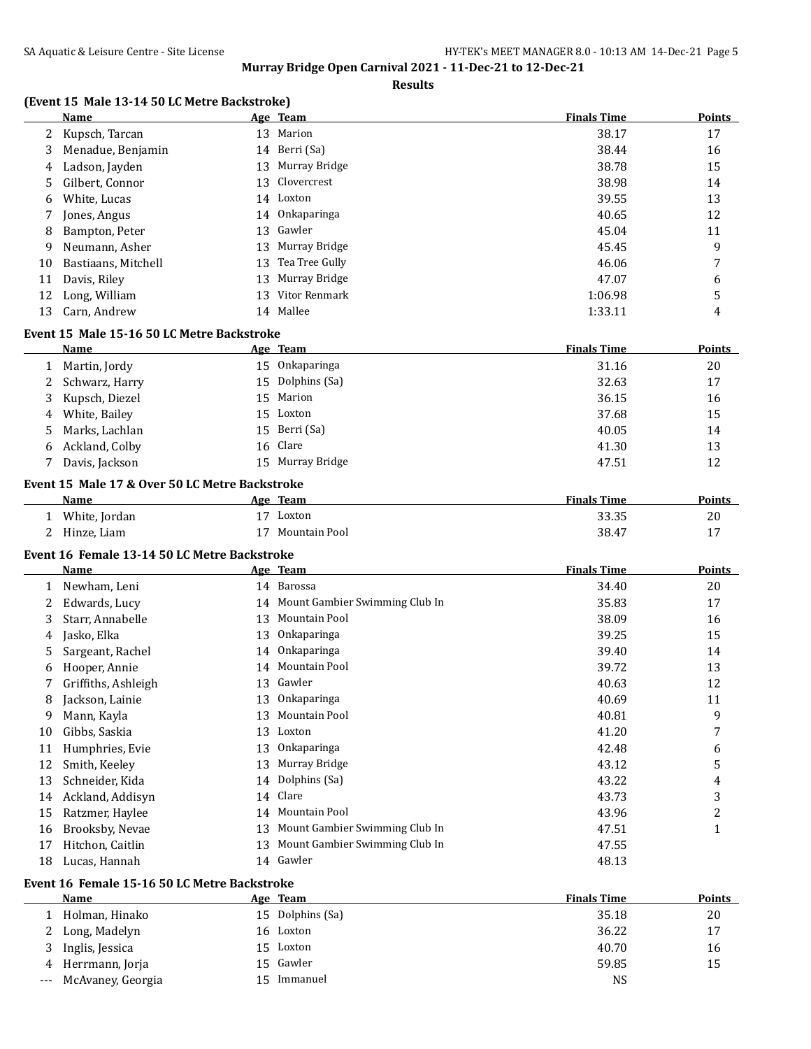## Murray Bridge Open Carnival 2021 - 11-Dec-21 to 12-Dec-21

### Results

### (Event 15 Male 13-14 50 LC Metre Backstroke)

| | Name | Age | Team | Finals Time | Points |
|---|---|---|---|---|---|
| 2 | Kupsch, Tarcan | 13 | Marion | 38.17 | 17 |
| 3 | Menadue, Benjamin | 14 | Berri (Sa) | 38.44 | 16 |
| 4 | Ladson, Jayden | 13 | Murray Bridge | 38.78 | 15 |
| 5 | Gilbert, Connor | 13 | Clovercrest | 38.98 | 14 |
| 6 | White, Lucas | 14 | Loxton | 39.55 | 13 |
| 7 | Jones, Angus | 14 | Onkaparinga | 40.65 | 12 |
| 8 | Bampton, Peter | 13 | Gawler | 45.04 | 11 |
| 9 | Neumann, Asher | 13 | Murray Bridge | 45.45 | 9 |
| 10 | Bastiaans, Mitchell | 13 | Tea Tree Gully | 46.06 | 7 |
| 11 | Davis, Riley | 13 | Murray Bridge | 47.07 | 6 |
| 12 | Long, William | 13 | Vitor Renmark | 1:06.98 | 5 |
| 13 | Carn, Andrew | 14 | Mallee | 1:33.11 | 4 |

### Event 15 Male 15-16 50 LC Metre Backstroke

| | Name | Age | Team | Finals Time | Points |
|---|---|---|---|---|---|
| 1 | Martin, Jordy | 15 | Onkaparinga | 31.16 | 20 |
| 2 | Schwarz, Harry | 15 | Dolphins (Sa) | 32.63 | 17 |
| 3 | Kupsch, Diezel | 15 | Marion | 36.15 | 16 |
| 4 | White, Bailey | 15 | Loxton | 37.68 | 15 |
| 5 | Marks, Lachlan | 15 | Berri (Sa) | 40.05 | 14 |
| 6 | Ackland, Colby | 16 | Clare | 41.30 | 13 |
| 7 | Davis, Jackson | 15 | Murray Bridge | 47.51 | 12 |

### Event 15 Male 17 & Over 50 LC Metre Backstroke

| | Name | Age | Team | Finals Time | Points |
|---|---|---|---|---|---|
| 1 | White, Jordan | 17 | Loxton | 33.35 | 20 |
| 2 | Hinze, Liam | 17 | Mountain Pool | 38.47 | 17 |

### Event 16 Female 13-14 50 LC Metre Backstroke

| | Name | Age | Team | Finals Time | Points |
|---|---|---|---|---|---|
| 1 | Newham, Leni | 14 | Barossa | 34.40 | 20 |
| 2 | Edwards, Lucy | 14 | Mount Gambier Swimming Club In | 35.83 | 17 |
| 3 | Starr, Annabelle | 13 | Mountain Pool | 38.09 | 16 |
| 4 | Jasko, Elka | 13 | Onkaparinga | 39.25 | 15 |
| 5 | Sargeant, Rachel | 14 | Onkaparinga | 39.40 | 14 |
| 6 | Hooper, Annie | 14 | Mountain Pool | 39.72 | 13 |
| 7 | Griffiths, Ashleigh | 13 | Gawler | 40.63 | 12 |
| 8 | Jackson, Lainie | 13 | Onkaparinga | 40.69 | 11 |
| 9 | Mann, Kayla | 13 | Mountain Pool | 40.81 | 9 |
| 10 | Gibbs, Saskia | 13 | Loxton | 41.20 | 7 |
| 11 | Humphries, Evie | 13 | Onkaparinga | 42.48 | 6 |
| 12 | Smith, Keeley | 13 | Murray Bridge | 43.12 | 5 |
| 13 | Schneider, Kida | 14 | Dolphins (Sa) | 43.22 | 4 |
| 14 | Ackland, Addisyn | 14 | Clare | 43.73 | 3 |
| 15 | Ratzmer, Haylee | 14 | Mountain Pool | 43.96 | 2 |
| 16 | Brooksby, Nevae | 13 | Mount Gambier Swimming Club In | 47.51 | 1 |
| 17 | Hitchon, Caitlin | 13 | Mount Gambier Swimming Club In | 47.55 | |
| 18 | Lucas, Hannah | 14 | Gawler | 48.13 | |

### Event 16 Female 15-16 50 LC Metre Backstroke

| | Name | Age | Team | Finals Time | Points |
|---|---|---|---|---|---|
| 1 | Holman, Hinako | 15 | Dolphins (Sa) | 35.18 | 20 |
| 2 | Long, Madelyn | 16 | Loxton | 36.22 | 17 |
| 3 | Inglis, Jessica | 15 | Loxton | 40.70 | 16 |
| 4 | Herrmann, Jorja | 15 | Gawler | 59.85 | 15 |
| --- | McAvaney, Georgia | 15 | Immanuel | NS | |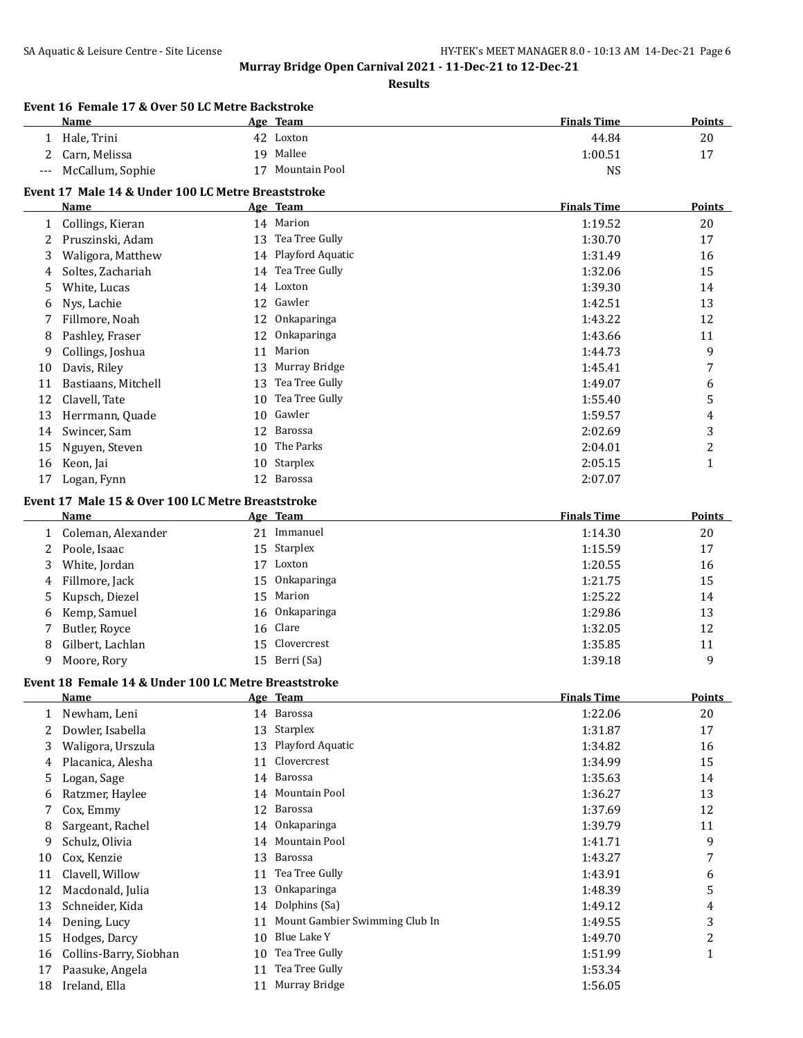## Murray Bridge Open Carnival 2021 - 11-Dec-21 to 12-Dec-21

**Results**

### Event 16 Female 17 & Over 50 LC Metre Backstroke

| | Name | Age | Team | Finals Time | Points |
|---|---|---|---|---|---|
| 1 | Hale, Trini | 42 | Loxton | 44.84 | 20 |
| 2 | Carn, Melissa | 19 | Mallee | 1:00.51 | 17 |
| --- | McCallum, Sophie | 17 | Mountain Pool | NS | |

### Event 17 Male 14 & Under 100 LC Metre Breaststroke

| | Name | Age | Team | Finals Time | Points |
|---|---|---|---|---|---|
| 1 | Collings, Kieran | 14 | Marion | 1:19.52 | 20 |
| 2 | Pruszinski, Adam | 13 | Tea Tree Gully | 1:30.70 | 17 |
| 3 | Waligora, Matthew | 14 | Playford Aquatic | 1:31.49 | 16 |
| 4 | Soltes, Zachariah | 14 | Tea Tree Gully | 1:32.06 | 15 |
| 5 | White, Lucas | 14 | Loxton | 1:39.30 | 14 |
| 6 | Nys, Lachie | 12 | Gawler | 1:42.51 | 13 |
| 7 | Fillmore, Noah | 12 | Onkaparinga | 1:43.22 | 12 |
| 8 | Pashley, Fraser | 12 | Onkaparinga | 1:43.66 | 11 |
| 9 | Collings, Joshua | 11 | Marion | 1:44.73 | 9 |
| 10 | Davis, Riley | 13 | Murray Bridge | 1:45.41 | 7 |
| 11 | Bastiaans, Mitchell | 13 | Tea Tree Gully | 1:49.07 | 6 |
| 12 | Clavell, Tate | 10 | Tea Tree Gully | 1:55.40 | 5 |
| 13 | Herrmann, Quade | 10 | Gawler | 1:59.57 | 4 |
| 14 | Swincer, Sam | 12 | Barossa | 2:02.69 | 3 |
| 15 | Nguyen, Steven | 10 | The Parks | 2:04.01 | 2 |
| 16 | Keon, Jai | 10 | Starplex | 2:05.15 | 1 |
| 17 | Logan, Fynn | 12 | Barossa | 2:07.07 | |

### Event 17 Male 15 & Over 100 LC Metre Breaststroke

| | Name | Age | Team | Finals Time | Points |
|---|---|---|---|---|---|
| 1 | Coleman, Alexander | 21 | Immanuel | 1:14.30 | 20 |
| 2 | Poole, Isaac | 15 | Starplex | 1:15.59 | 17 |
| 3 | White, Jordan | 17 | Loxton | 1:20.55 | 16 |
| 4 | Fillmore, Jack | 15 | Onkaparinga | 1:21.75 | 15 |
| 5 | Kupsch, Diezel | 15 | Marion | 1:25.22 | 14 |
| 6 | Kemp, Samuel | 16 | Onkaparinga | 1:29.86 | 13 |
| 7 | Butler, Royce | 16 | Clare | 1:32.05 | 12 |
| 8 | Gilbert, Lachlan | 15 | Clovercrest | 1:35.85 | 11 |
| 9 | Moore, Rory | 15 | Berri (Sa) | 1:39.18 | 9 |

### Event 18 Female 14 & Under 100 LC Metre Breaststroke

| | Name | Age | Team | Finals Time | Points |
|---|---|---|---|---|---|
| 1 | Newham, Leni | 14 | Barossa | 1:22.06 | 20 |
| 2 | Dowler, Isabella | 13 | Starplex | 1:31.87 | 17 |
| 3 | Waligora, Urszula | 13 | Playford Aquatic | 1:34.82 | 16 |
| 4 | Placanica, Alesha | 11 | Clovercrest | 1:34.99 | 15 |
| 5 | Logan, Sage | 14 | Barossa | 1:35.63 | 14 |
| 6 | Ratzmer, Haylee | 14 | Mountain Pool | 1:36.27 | 13 |
| 7 | Cox, Emmy | 12 | Barossa | 1:37.69 | 12 |
| 8 | Sargeant, Rachel | 14 | Onkaparinga | 1:39.79 | 11 |
| 9 | Schulz, Olivia | 14 | Mountain Pool | 1:41.71 | 9 |
| 10 | Cox, Kenzie | 13 | Barossa | 1:43.27 | 7 |
| 11 | Clavell, Willow | 11 | Tea Tree Gully | 1:43.91 | 6 |
| 12 | Macdonald, Julia | 13 | Onkaparinga | 1:48.39 | 5 |
| 13 | Schneider, Kida | 14 | Dolphins (Sa) | 1:49.12 | 4 |
| 14 | Dening, Lucy | 11 | Mount Gambier Swimming Club In | 1:49.55 | 3 |
| 15 | Hodges, Darcy | 10 | Blue Lake Y | 1:49.70 | 2 |
| 16 | Collins-Barry, Siobhan | 10 | Tea Tree Gully | 1:51.99 | 1 |
| 17 | Paasuke, Angela | 11 | Tea Tree Gully | 1:53.34 | |
| 18 | Ireland, Ella | 11 | Murray Bridge | 1:56.05 | |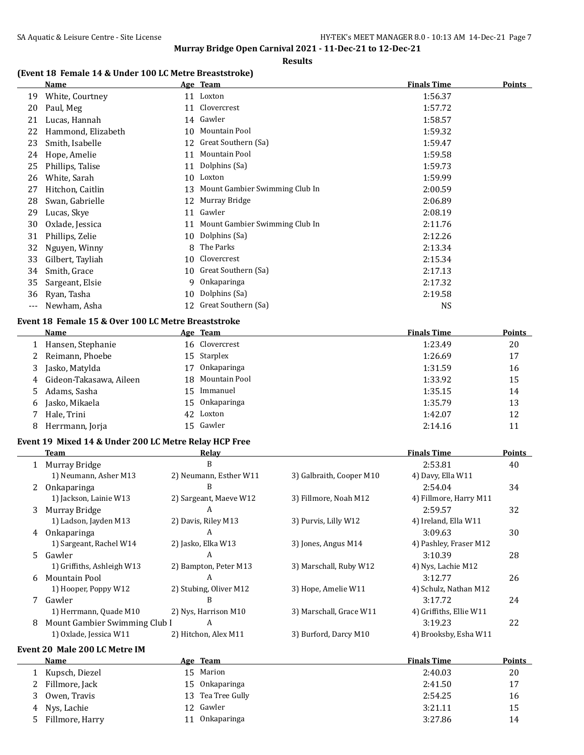**Murray Bridge Open Carnival 2021 - 11-Dec-21 to 12-Dec-21**

**Results**

### (Event 18 Female 14 & Under 100 LC Metre Breaststroke)

| | Name | Age | Team | Finals Time | Points |
|---|---|---|---|---|---|
| 19 | White, Courtney | 11 | Loxton | 1:56.37 | |
| 20 | Paul, Meg | 11 | Clovercrest | 1:57.72 | |
| 21 | Lucas, Hannah | 14 | Gawler | 1:58.57 | |
| 22 | Hammond, Elizabeth | 10 | Mountain Pool | 1:59.32 | |
| 23 | Smith, Isabelle | 12 | Great Southern (Sa) | 1:59.47 | |
| 24 | Hope, Amelie | 11 | Mountain Pool | 1:59.58 | |
| 25 | Phillips, Talise | 11 | Dolphins (Sa) | 1:59.73 | |
| 26 | White, Sarah | 10 | Loxton | 1:59.99 | |
| 27 | Hitchon, Caitlin | 13 | Mount Gambier Swimming Club In | 2:00.59 | |
| 28 | Swan, Gabrielle | 12 | Murray Bridge | 2:06.89 | |
| 29 | Lucas, Skye | 11 | Gawler | 2:08.19 | |
| 30 | Oxlade, Jessica | 11 | Mount Gambier Swimming Club In | 2:11.76 | |
| 31 | Phillips, Zelie | 10 | Dolphins (Sa) | 2:12.26 | |
| 32 | Nguyen, Winny | 8 | The Parks | 2:13.34 | |
| 33 | Gilbert, Tayliah | 10 | Clovercrest | 2:15.34 | |
| 34 | Smith, Grace | 10 | Great Southern (Sa) | 2:17.13 | |
| 35 | Sargeant, Elsie | 9 | Onkaparinga | 2:17.32 | |
| 36 | Ryan, Tasha | 10 | Dolphins (Sa) | 2:19.58 | |
| --- | Newham, Asha | 12 | Great Southern (Sa) | NS | |

### Event 18 Female 15 & Over 100 LC Metre Breaststroke

| | Name | Age | Team | Finals Time | Points |
|---|---|---|---|---|---|
| 1 | Hansen, Stephanie | 16 | Clovercrest | 1:23.49 | 20 |
| 2 | Reimann, Phoebe | 15 | Starplex | 1:26.69 | 17 |
| 3 | Jasko, Matylda | 17 | Onkaparinga | 1:31.59 | 16 |
| 4 | Gideon-Takasawa, Aileen | 18 | Mountain Pool | 1:33.92 | 15 |
| 5 | Adams, Sasha | 15 | Immanuel | 1:35.15 | 14 |
| 6 | Jasko, Mikaela | 15 | Onkaparinga | 1:35.79 | 13 |
| 7 | Hale, Trini | 42 | Loxton | 1:42.07 | 12 |
| 8 | Herrmann, Jorja | 15 | Gawler | 2:14.16 | 11 |

### Event 19 Mixed 14 & Under 200 LC Metre Relay HCP Free

| | Team | Relay | | Finals Time | Points |
|---|---|---|---|---|---|
| 1 | Murray Bridge | B | | 2:53.81 | 40 |
| | 1) Neumann, Asher M13 | 2) Neumann, Esther W11 | 3) Galbraith, Cooper M10 | 4) Davy, Ella W11 | |
| 2 | Onkaparinga | B | | 2:54.04 | 34 |
| | 1) Jackson, Lainie W13 | 2) Sargeant, Maeve W12 | 3) Fillmore, Noah M12 | 4) Fillmore, Harry M11 | |
| 3 | Murray Bridge | A | | 2:59.57 | 32 |
| | 1) Ladson, Jayden M13 | 2) Davis, Riley M13 | 3) Purvis, Lilly W12 | 4) Ireland, Ella W11 | |
| 4 | Onkaparinga | A | | 3:09.63 | 30 |
| | 1) Sargeant, Rachel W14 | 2) Jasko, Elka W13 | 3) Jones, Angus M14 | 4) Pashley, Fraser M12 | |
| 5 | Gawler | A | | 3:10.39 | 28 |
| | 1) Griffiths, Ashleigh W13 | 2) Bampton, Peter M13 | 3) Marschall, Ruby W12 | 4) Nys, Lachie M12 | |
| 6 | Mountain Pool | A | | 3:12.77 | 26 |
| | 1) Hooper, Poppy W12 | 2) Stubing, Oliver M12 | 3) Hope, Amelie W11 | 4) Schulz, Nathan M12 | |
| 7 | Gawler | B | | 3:17.72 | 24 |
| | 1) Herrmann, Quade M10 | 2) Nys, Harrison M10 | 3) Marschall, Grace W11 | 4) Griffiths, Ellie W11 | |
| 8 | Mount Gambier Swimming Club I | A | | 3:19.23 | 22 |
| | 1) Oxlade, Jessica W11 | 2) Hitchon, Alex M11 | 3) Burford, Darcy M10 | 4) Brooksby, Esha W11 | |

### Event 20 Male 200 LC Metre IM

| | Name | Age | Team | Finals Time | Points |
|---|---|---|---|---|---|
| 1 | Kupsch, Diezel | 15 | Marion | 2:40.03 | 20 |
| 2 | Fillmore, Jack | 15 | Onkaparinga | 2:41.50 | 17 |
| 3 | Owen, Travis | 13 | Tea Tree Gully | 2:54.25 | 16 |
| 4 | Nys, Lachie | 12 | Gawler | 3:21.11 | 15 |
| 5 | Fillmore, Harry | 11 | Onkaparinga | 3:27.86 | 14 |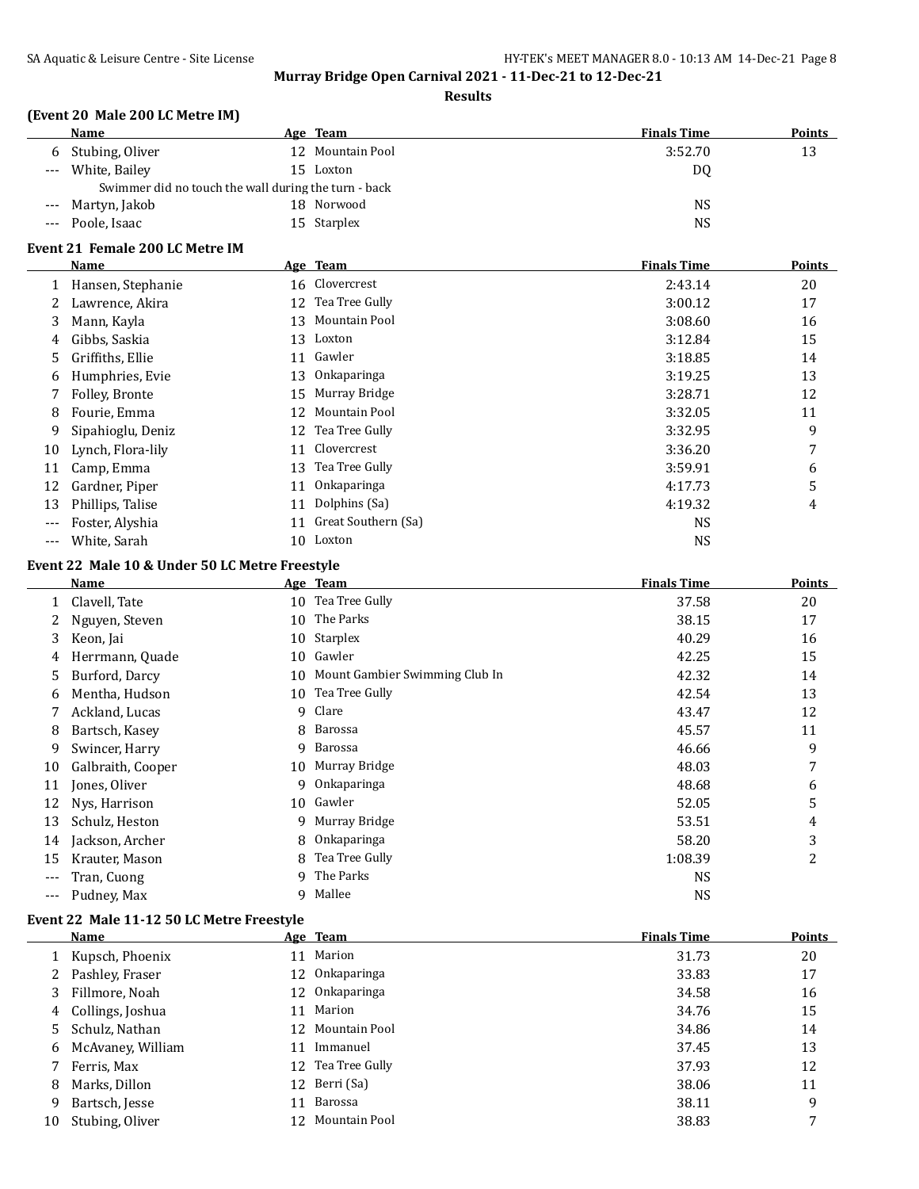## Murray Bridge Open Carnival 2021 - 11-Dec-21 to 12-Dec-21

### Results

### (Event 20 Male 200 LC Metre IM)

| | Name | Age | Team | Finals Time | Points |
|---|---|---|---|---|---|
| 6 | Stubing, Oliver | 12 | Mountain Pool | 3:52.70 | 13 |
| --- | White, Bailey | 15 | Loxton | DQ | |
| | Swimmer did no touch the wall during the turn - back | | | | |
| --- | Martyn, Jakob | 18 | Norwood | NS | |
| --- | Poole, Isaac | 15 | Starplex | NS | |

### Event 21 Female 200 LC Metre IM

| | Name | Age | Team | Finals Time | Points |
|---|---|---|---|---|---|
| 1 | Hansen, Stephanie | 16 | Clovercrest | 2:43.14 | 20 |
| 2 | Lawrence, Akira | 12 | Tea Tree Gully | 3:00.12 | 17 |
| 3 | Mann, Kayla | 13 | Mountain Pool | 3:08.60 | 16 |
| 4 | Gibbs, Saskia | 13 | Loxton | 3:12.84 | 15 |
| 5 | Griffiths, Ellie | 11 | Gawler | 3:18.85 | 14 |
| 6 | Humphries, Evie | 13 | Onkaparinga | 3:19.25 | 13 |
| 7 | Folley, Bronte | 15 | Murray Bridge | 3:28.71 | 12 |
| 8 | Fourie, Emma | 12 | Mountain Pool | 3:32.05 | 11 |
| 9 | Sipahioglu, Deniz | 12 | Tea Tree Gully | 3:32.95 | 9 |
| 10 | Lynch, Flora-lily | 11 | Clovercrest | 3:36.20 | 7 |
| 11 | Camp, Emma | 13 | Tea Tree Gully | 3:59.91 | 6 |
| 12 | Gardner, Piper | 11 | Onkaparinga | 4:17.73 | 5 |
| 13 | Phillips, Talise | 11 | Dolphins (Sa) | 4:19.32 | 4 |
| --- | Foster, Alyshia | 11 | Great Southern (Sa) | NS | |
| --- | White, Sarah | 10 | Loxton | NS | |

### Event 22 Male 10 & Under 50 LC Metre Freestyle

| | Name | Age | Team | Finals Time | Points |
|---|---|---|---|---|---|
| 1 | Clavell, Tate | 10 | Tea Tree Gully | 37.58 | 20 |
| 2 | Nguyen, Steven | 10 | The Parks | 38.15 | 17 |
| 3 | Keon, Jai | 10 | Starplex | 40.29 | 16 |
| 4 | Herrmann, Quade | 10 | Gawler | 42.25 | 15 |
| 5 | Burford, Darcy | 10 | Mount Gambier Swimming Club In | 42.32 | 14 |
| 6 | Mentha, Hudson | 10 | Tea Tree Gully | 42.54 | 13 |
| 7 | Ackland, Lucas | 9 | Clare | 43.47 | 12 |
| 8 | Bartsch, Kasey | 8 | Barossa | 45.57 | 11 |
| 9 | Swincer, Harry | 9 | Barossa | 46.66 | 9 |
| 10 | Galbraith, Cooper | 10 | Murray Bridge | 48.03 | 7 |
| 11 | Jones, Oliver | 9 | Onkaparinga | 48.68 | 6 |
| 12 | Nys, Harrison | 10 | Gawler | 52.05 | 5 |
| 13 | Schulz, Heston | 9 | Murray Bridge | 53.51 | 4 |
| 14 | Jackson, Archer | 8 | Onkaparinga | 58.20 | 3 |
| 15 | Krauter, Mason | 8 | Tea Tree Gully | 1:08.39 | 2 |
| --- | Tran, Cuong | 9 | The Parks | NS | |
| --- | Pudney, Max | 9 | Mallee | NS | |

### Event 22 Male 11-12 50 LC Metre Freestyle

| | Name | Age | Team | Finals Time | Points |
|---|---|---|---|---|---|
| 1 | Kupsch, Phoenix | 11 | Marion | 31.73 | 20 |
| 2 | Pashley, Fraser | 12 | Onkaparinga | 33.83 | 17 |
| 3 | Fillmore, Noah | 12 | Onkaparinga | 34.58 | 16 |
| 4 | Collings, Joshua | 11 | Marion | 34.76 | 15 |
| 5 | Schulz, Nathan | 12 | Mountain Pool | 34.86 | 14 |
| 6 | McAvaney, William | 11 | Immanuel | 37.45 | 13 |
| 7 | Ferris, Max | 12 | Tea Tree Gully | 37.93 | 12 |
| 8 | Marks, Dillon | 12 | Berri (Sa) | 38.06 | 11 |
| 9 | Bartsch, Jesse | 11 | Barossa | 38.11 | 9 |
| 10 | Stubing, Oliver | 12 | Mountain Pool | 38.83 | 7 |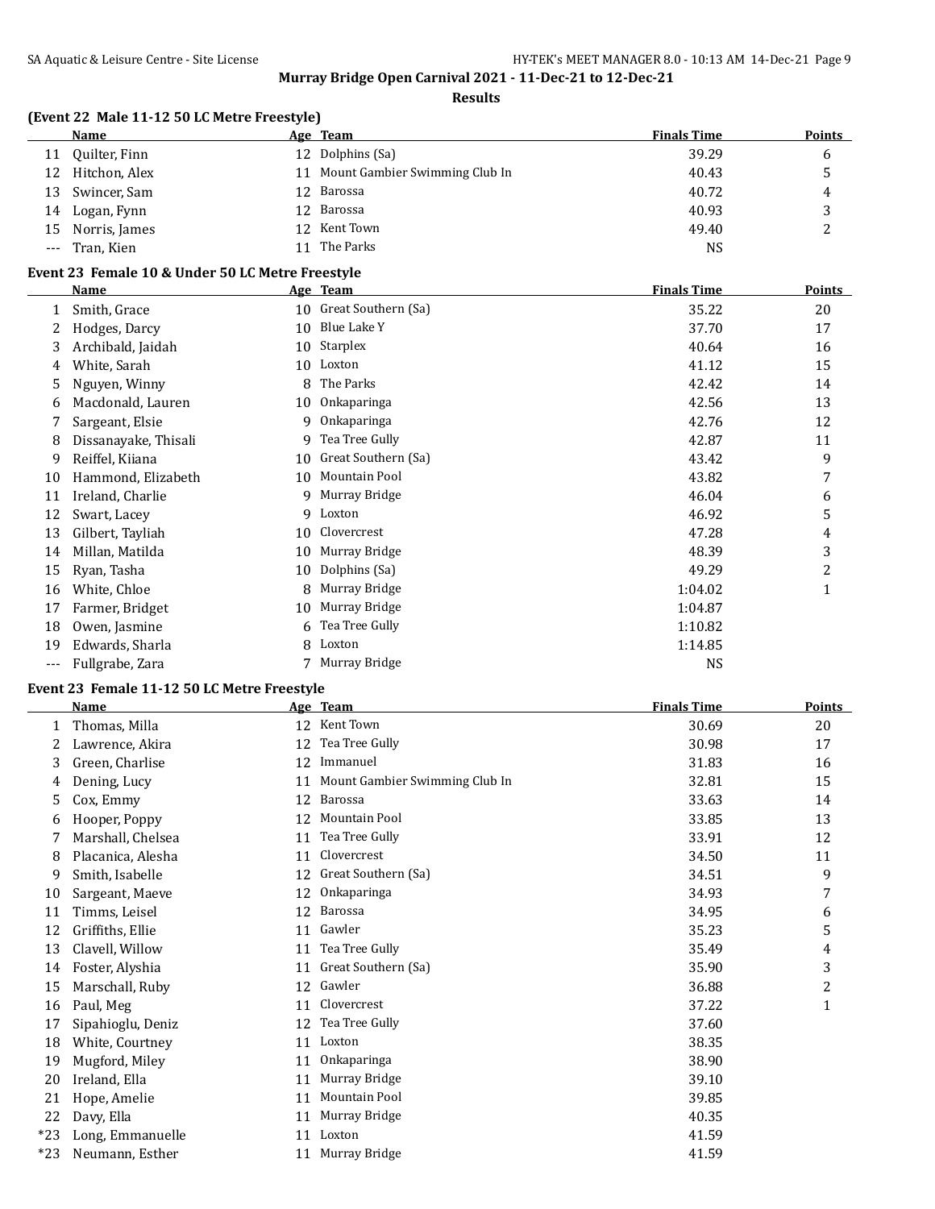## Murray Bridge Open Carnival 2021 - 11-Dec-21 to 12-Dec-21

### Results

#### (Event 22 Male 11-12 50 LC Metre Freestyle)

| | Name | Age | Team | Finals Time | Points |
|---|---|---|---|---|---|
| 11 | Quilter, Finn | 12 | Dolphins (Sa) | 39.29 | 6 |
| 12 | Hitchon, Alex | 11 | Mount Gambier Swimming Club In | 40.43 | 5 |
| 13 | Swincer, Sam | 12 | Barossa | 40.72 | 4 |
| 14 | Logan, Fynn | 12 | Barossa | 40.93 | 3 |
| 15 | Norris, James | 12 | Kent Town | 49.40 | 2 |
| --- | Tran, Kien | 11 | The Parks | NS | |

#### Event 23 Female 10 & Under 50 LC Metre Freestyle

| | Name | Age | Team | Finals Time | Points |
|---|---|---|---|---|---|
| 1 | Smith, Grace | 10 | Great Southern (Sa) | 35.22 | 20 |
| 2 | Hodges, Darcy | 10 | Blue Lake Y | 37.70 | 17 |
| 3 | Archibald, Jaidah | 10 | Starplex | 40.64 | 16 |
| 4 | White, Sarah | 10 | Loxton | 41.12 | 15 |
| 5 | Nguyen, Winny | 8 | The Parks | 42.42 | 14 |
| 6 | Macdonald, Lauren | 10 | Onkaparinga | 42.56 | 13 |
| 7 | Sargeant, Elsie | 9 | Onkaparinga | 42.76 | 12 |
| 8 | Dissanayake, Thisali | 9 | Tea Tree Gully | 42.87 | 11 |
| 9 | Reiffel, Kiiana | 10 | Great Southern (Sa) | 43.42 | 9 |
| 10 | Hammond, Elizabeth | 10 | Mountain Pool | 43.82 | 7 |
| 11 | Ireland, Charlie | 9 | Murray Bridge | 46.04 | 6 |
| 12 | Swart, Lacey | 9 | Loxton | 46.92 | 5 |
| 13 | Gilbert, Tayliah | 10 | Clovercrest | 47.28 | 4 |
| 14 | Millan, Matilda | 10 | Murray Bridge | 48.39 | 3 |
| 15 | Ryan, Tasha | 10 | Dolphins (Sa) | 49.29 | 2 |
| 16 | White, Chloe | 8 | Murray Bridge | 1:04.02 | 1 |
| 17 | Farmer, Bridget | 10 | Murray Bridge | 1:04.87 | |
| 18 | Owen, Jasmine | 6 | Tea Tree Gully | 1:10.82 | |
| 19 | Edwards, Sharla | 8 | Loxton | 1:14.85 | |
| --- | Fullgrabe, Zara | 7 | Murray Bridge | NS | |

#### Event 23 Female 11-12 50 LC Metre Freestyle

| | Name | Age | Team | Finals Time | Points |
|---|---|---|---|---|---|
| 1 | Thomas, Milla | 12 | Kent Town | 30.69 | 20 |
| 2 | Lawrence, Akira | 12 | Tea Tree Gully | 30.98 | 17 |
| 3 | Green, Charlise | 12 | Immanuel | 31.83 | 16 |
| 4 | Dening, Lucy | 11 | Mount Gambier Swimming Club In | 32.81 | 15 |
| 5 | Cox, Emmy | 12 | Barossa | 33.63 | 14 |
| 6 | Hooper, Poppy | 12 | Mountain Pool | 33.85 | 13 |
| 7 | Marshall, Chelsea | 11 | Tea Tree Gully | 33.91 | 12 |
| 8 | Placanica, Alesha | 11 | Clovercrest | 34.50 | 11 |
| 9 | Smith, Isabelle | 12 | Great Southern (Sa) | 34.51 | 9 |
| 10 | Sargeant, Maeve | 12 | Onkaparinga | 34.93 | 7 |
| 11 | Timms, Leisel | 12 | Barossa | 34.95 | 6 |
| 12 | Griffiths, Ellie | 11 | Gawler | 35.23 | 5 |
| 13 | Clavell, Willow | 11 | Tea Tree Gully | 35.49 | 4 |
| 14 | Foster, Alyshia | 11 | Great Southern (Sa) | 35.90 | 3 |
| 15 | Marschall, Ruby | 12 | Gawler | 36.88 | 2 |
| 16 | Paul, Meg | 11 | Clovercrest | 37.22 | 1 |
| 17 | Sipahioglu, Deniz | 12 | Tea Tree Gully | 37.60 | |
| 18 | White, Courtney | 11 | Loxton | 38.35 | |
| 19 | Mugford, Miley | 11 | Onkaparinga | 38.90 | |
| 20 | Ireland, Ella | 11 | Murray Bridge | 39.10 | |
| 21 | Hope, Amelie | 11 | Mountain Pool | 39.85 | |
| 22 | Davy, Ella | 11 | Murray Bridge | 40.35 | |
| *23 | Long, Emmanuelle | 11 | Loxton | 41.59 | |
| *23 | Neumann, Esther | 11 | Murray Bridge | 41.59 | |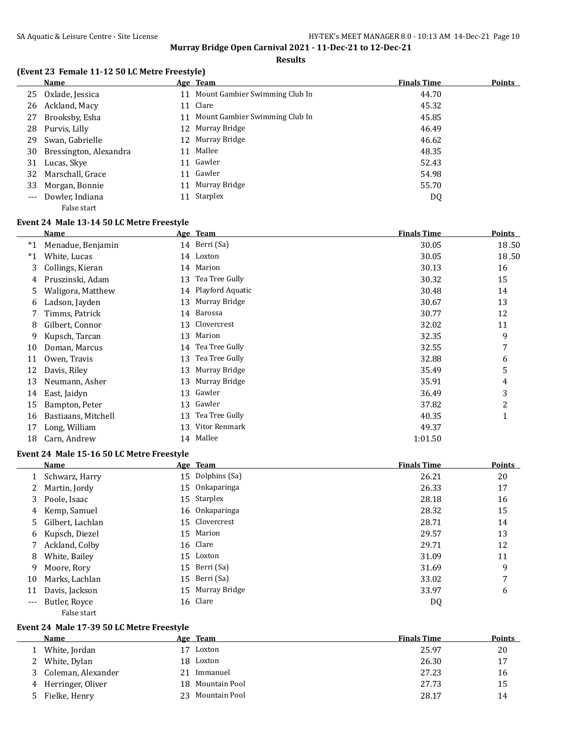Murray Bridge Open Carnival 2021 - 11-Dec-21 to 12-Dec-21

Results

### (Event 23 Female 11-12 50 LC Metre Freestyle)

| | Name | Age | Team | Finals Time | Points |
|---|---|---|---|---|---|
| 25 | Oxlade, Jessica | 11 | Mount Gambier Swimming Club In | 44.70 | |
| 26 | Ackland, Macy | 11 | Clare | 45.32 | |
| 27 | Brooksby, Esha | 11 | Mount Gambier Swimming Club In | 45.85 | |
| 28 | Purvis, Lilly | 12 | Murray Bridge | 46.49 | |
| 29 | Swan, Gabrielle | 12 | Murray Bridge | 46.62 | |
| 30 | Bressington, Alexandra | 11 | Mallee | 48.35 | |
| 31 | Lucas, Skye | 11 | Gawler | 52.43 | |
| 32 | Marschall, Grace | 11 | Gawler | 54.98 | |
| 33 | Morgan, Bonnie | 11 | Murray Bridge | 55.70 | |
| --- | Dowler, Indiana | 11 | Starplex | DQ | |
| | False start | | | | |

### Event 24 Male 13-14 50 LC Metre Freestyle

| | Name | Age | Team | Finals Time | Points |
|---|---|---|---|---|---|
| *1 | Menadue, Benjamin | 14 | Berri (Sa) | 30.05 | 18.50 |
| *1 | White, Lucas | 14 | Loxton | 30.05 | 18.50 |
| 3 | Collings, Kieran | 14 | Marion | 30.13 | 16 |
| 4 | Pruszinski, Adam | 13 | Tea Tree Gully | 30.32 | 15 |
| 5 | Waligora, Matthew | 14 | Playford Aquatic | 30.48 | 14 |
| 6 | Ladson, Jayden | 13 | Murray Bridge | 30.67 | 13 |
| 7 | Timms, Patrick | 14 | Barossa | 30.77 | 12 |
| 8 | Gilbert, Connor | 13 | Clovercrest | 32.02 | 11 |
| 9 | Kupsch, Tarcan | 13 | Marion | 32.35 | 9 |
| 10 | Doman, Marcus | 14 | Tea Tree Gully | 32.55 | 7 |
| 11 | Owen, Travis | 13 | Tea Tree Gully | 32.88 | 6 |
| 12 | Davis, Riley | 13 | Murray Bridge | 35.49 | 5 |
| 13 | Neumann, Asher | 13 | Murray Bridge | 35.91 | 4 |
| 14 | East, Jaidyn | 13 | Gawler | 36.49 | 3 |
| 15 | Bampton, Peter | 13 | Gawler | 37.82 | 2 |
| 16 | Bastiaans, Mitchell | 13 | Tea Tree Gully | 40.35 | 1 |
| 17 | Long, William | 13 | Vitor Renmark | 49.37 | |
| 18 | Carn, Andrew | 14 | Mallee | 1:01.50 | |

### Event 24 Male 15-16 50 LC Metre Freestyle

| | Name | Age | Team | Finals Time | Points |
|---|---|---|---|---|---|
| 1 | Schwarz, Harry | 15 | Dolphins (Sa) | 26.21 | 20 |
| 2 | Martin, Jordy | 15 | Onkaparinga | 26.33 | 17 |
| 3 | Poole, Isaac | 15 | Starplex | 28.18 | 16 |
| 4 | Kemp, Samuel | 16 | Onkaparinga | 28.32 | 15 |
| 5 | Gilbert, Lachlan | 15 | Clovercrest | 28.71 | 14 |
| 6 | Kupsch, Diezel | 15 | Marion | 29.57 | 13 |
| 7 | Ackland, Colby | 16 | Clare | 29.71 | 12 |
| 8 | White, Bailey | 15 | Loxton | 31.09 | 11 |
| 9 | Moore, Rory | 15 | Berri (Sa) | 31.69 | 9 |
| 10 | Marks, Lachlan | 15 | Berri (Sa) | 33.02 | 7 |
| 11 | Davis, Jackson | 15 | Murray Bridge | 33.97 | 6 |
| --- | Butler, Royce | 16 | Clare | DQ | |
| | False start | | | | |

### Event 24 Male 17-39 50 LC Metre Freestyle

| | Name | Age | Team | Finals Time | Points |
|---|---|---|---|---|---|
| 1 | White, Jordan | 17 | Loxton | 25.97 | 20 |
| 2 | White, Dylan | 18 | Loxton | 26.30 | 17 |
| 3 | Coleman, Alexander | 21 | Immanuel | 27.23 | 16 |
| 4 | Herringer, Oliver | 18 | Mountain Pool | 27.73 | 15 |
| 5 | Fielke, Henry | 23 | Mountain Pool | 28.17 | 14 |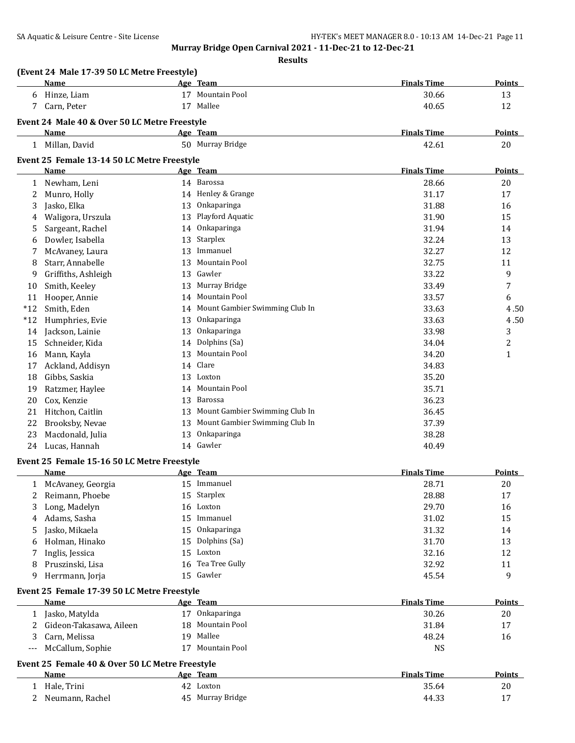# Murray Bridge Open Carnival 2021 - 11-Dec-21 to 12-Dec-21

## Results

### (Event 24 Male 17-39 50 LC Metre Freestyle)

| | Name | Age | Team | Finals Time | Points |
|---|---|---|---|---|---|
| 6 | Hinze, Liam | 17 | Mountain Pool | 30.66 | 13 |
| 7 | Carn, Peter | 17 | Mallee | 40.65 | 12 |

### Event 24 Male 40 & Over 50 LC Metre Freestyle

| | Name | Age | Team | Finals Time | Points |
|---|---|---|---|---|---|
| 1 | Millan, David | 50 | Murray Bridge | 42.61 | 20 |

### Event 25 Female 13-14 50 LC Metre Freestyle

| | Name | Age | Team | Finals Time | Points |
|---|---|---|---|---|---|
| 1 | Newham, Leni | 14 | Barossa | 28.66 | 20 |
| 2 | Munro, Holly | 14 | Henley & Grange | 31.17 | 17 |
| 3 | Jasko, Elka | 13 | Onkaparinga | 31.88 | 16 |
| 4 | Waligora, Urszula | 13 | Playford Aquatic | 31.90 | 15 |
| 5 | Sargeant, Rachel | 14 | Onkaparinga | 31.94 | 14 |
| 6 | Dowler, Isabella | 13 | Starplex | 32.24 | 13 |
| 7 | McAvaney, Laura | 13 | Immanuel | 32.27 | 12 |
| 8 | Starr, Annabelle | 13 | Mountain Pool | 32.75 | 11 |
| 9 | Griffiths, Ashleigh | 13 | Gawler | 33.22 | 9 |
| 10 | Smith, Keeley | 13 | Murray Bridge | 33.49 | 7 |
| 11 | Hooper, Annie | 14 | Mountain Pool | 33.57 | 6 |
| *12 | Smith, Eden | 14 | Mount Gambier Swimming Club In | 33.63 | 4.50 |
| *12 | Humphries, Evie | 13 | Onkaparinga | 33.63 | 4.50 |
| 14 | Jackson, Lainie | 13 | Onkaparinga | 33.98 | 3 |
| 15 | Schneider, Kida | 14 | Dolphins (Sa) | 34.04 | 2 |
| 16 | Mann, Kayla | 13 | Mountain Pool | 34.20 | 1 |
| 17 | Ackland, Addisyn | 14 | Clare | 34.83 | |
| 18 | Gibbs, Saskia | 13 | Loxton | 35.20 | |
| 19 | Ratzmer, Haylee | 14 | Mountain Pool | 35.71 | |
| 20 | Cox, Kenzie | 13 | Barossa | 36.23 | |
| 21 | Hitchon, Caitlin | 13 | Mount Gambier Swimming Club In | 36.45 | |
| 22 | Brooksby, Nevae | 13 | Mount Gambier Swimming Club In | 37.39 | |
| 23 | Macdonald, Julia | 13 | Onkaparinga | 38.28 | |
| 24 | Lucas, Hannah | 14 | Gawler | 40.49 | |

### Event 25 Female 15-16 50 LC Metre Freestyle

| | Name | Age | Team | Finals Time | Points |
|---|---|---|---|---|---|
| 1 | McAvaney, Georgia | 15 | Immanuel | 28.71 | 20 |
| 2 | Reimann, Phoebe | 15 | Starplex | 28.88 | 17 |
| 3 | Long, Madelyn | 16 | Loxton | 29.70 | 16 |
| 4 | Adams, Sasha | 15 | Immanuel | 31.02 | 15 |
| 5 | Jasko, Mikaela | 15 | Onkaparinga | 31.32 | 14 |
| 6 | Holman, Hinako | 15 | Dolphins (Sa) | 31.70 | 13 |
| 7 | Inglis, Jessica | 15 | Loxton | 32.16 | 12 |
| 8 | Pruszinski, Lisa | 16 | Tea Tree Gully | 32.92 | 11 |
| 9 | Herrmann, Jorja | 15 | Gawler | 45.54 | 9 |

### Event 25 Female 17-39 50 LC Metre Freestyle

| | Name | Age | Team | Finals Time | Points |
|---|---|---|---|---|---|
| 1 | Jasko, Matylda | 17 | Onkaparinga | 30.26 | 20 |
| 2 | Gideon-Takasawa, Aileen | 18 | Mountain Pool | 31.84 | 17 |
| 3 | Carn, Melissa | 19 | Mallee | 48.24 | 16 |
| --- | McCallum, Sophie | 17 | Mountain Pool | NS | |

### Event 25 Female 40 & Over 50 LC Metre Freestyle

| | Name | Age | Team | Finals Time | Points |
|---|---|---|---|---|---|
| 1 | Hale, Trini | 42 | Loxton | 35.64 | 20 |
| 2 | Neumann, Rachel | 45 | Murray Bridge | 44.33 | 17 |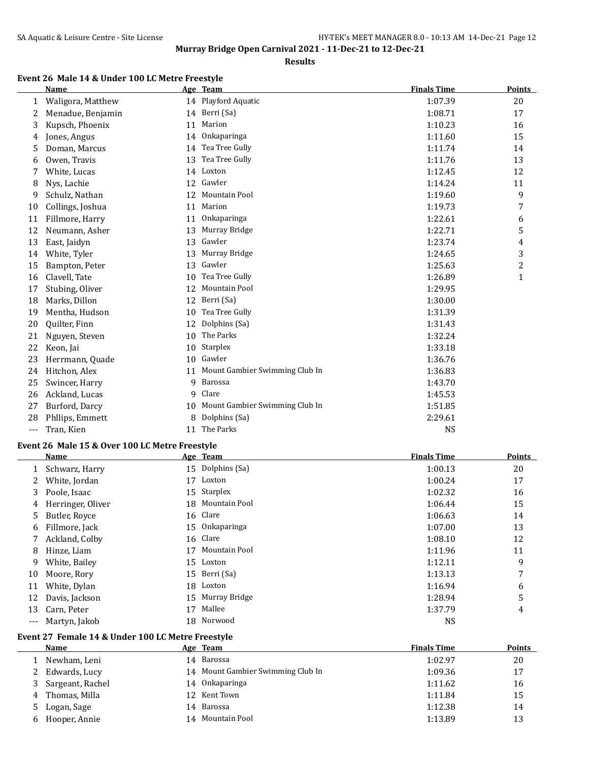Murray Bridge Open Carnival 2021 - 11-Dec-21 to 12-Dec-21

**Results**

### Event 26 Male 14 & Under 100 LC Metre Freestyle

| | Name | Age | Team | Finals Time | Points |
|---|---|---|---|---|---|
| 1 | Waligora, Matthew | 14 | Playford Aquatic | 1:07.39 | 20 |
| 2 | Menadue, Benjamin | 14 | Berri (Sa) | 1:08.71 | 17 |
| 3 | Kupsch, Phoenix | 11 | Marion | 1:10.23 | 16 |
| 4 | Jones, Angus | 14 | Onkaparinga | 1:11.60 | 15 |
| 5 | Doman, Marcus | 14 | Tea Tree Gully | 1:11.74 | 14 |
| 6 | Owen, Travis | 13 | Tea Tree Gully | 1:11.76 | 13 |
| 7 | White, Lucas | 14 | Loxton | 1:12.45 | 12 |
| 8 | Nys, Lachie | 12 | Gawler | 1:14.24 | 11 |
| 9 | Schulz, Nathan | 12 | Mountain Pool | 1:19.60 | 9 |
| 10 | Collings, Joshua | 11 | Marion | 1:19.73 | 7 |
| 11 | Fillmore, Harry | 11 | Onkaparinga | 1:22.61 | 6 |
| 12 | Neumann, Asher | 13 | Murray Bridge | 1:22.71 | 5 |
| 13 | East, Jaidyn | 13 | Gawler | 1:23.74 | 4 |
| 14 | White, Tyler | 13 | Murray Bridge | 1:24.65 | 3 |
| 15 | Bampton, Peter | 13 | Gawler | 1:25.63 | 2 |
| 16 | Clavell, Tate | 10 | Tea Tree Gully | 1:26.89 | 1 |
| 17 | Stubing, Oliver | 12 | Mountain Pool | 1:29.95 | |
| 18 | Marks, Dillon | 12 | Berri (Sa) | 1:30.00 | |
| 19 | Mentha, Hudson | 10 | Tea Tree Gully | 1:31.39 | |
| 20 | Quilter, Finn | 12 | Dolphins (Sa) | 1:31.43 | |
| 21 | Nguyen, Steven | 10 | The Parks | 1:32.24 | |
| 22 | Keon, Jai | 10 | Starplex | 1:33.18 | |
| 23 | Herrmann, Quade | 10 | Gawler | 1:36.76 | |
| 24 | Hitchon, Alex | 11 | Mount Gambier Swimming Club In | 1:36.83 | |
| 25 | Swincer, Harry | 9 | Barossa | 1:43.70 | |
| 26 | Ackland, Lucas | 9 | Clare | 1:45.53 | |
| 27 | Burford, Darcy | 10 | Mount Gambier Swimming Club In | 1:51.85 | |
| 28 | Phllips, Emmett | 8 | Dolphins (Sa) | 2:29.61 | |
| --- | Tran, Kien | 11 | The Parks | NS | |

### Event 26 Male 15 & Over 100 LC Metre Freestyle

| | Name | Age | Team | Finals Time | Points |
|---|---|---|---|---|---|
| 1 | Schwarz, Harry | 15 | Dolphins (Sa) | 1:00.13 | 20 |
| 2 | White, Jordan | 17 | Loxton | 1:00.24 | 17 |
| 3 | Poole, Isaac | 15 | Starplex | 1:02.32 | 16 |
| 4 | Herringer, Oliver | 18 | Mountain Pool | 1:06.44 | 15 |
| 5 | Butler, Royce | 16 | Clare | 1:06.63 | 14 |
| 6 | Fillmore, Jack | 15 | Onkaparinga | 1:07.00 | 13 |
| 7 | Ackland, Colby | 16 | Clare | 1:08.10 | 12 |
| 8 | Hinze, Liam | 17 | Mountain Pool | 1:11.96 | 11 |
| 9 | White, Bailey | 15 | Loxton | 1:12.11 | 9 |
| 10 | Moore, Rory | 15 | Berri (Sa) | 1:13.13 | 7 |
| 11 | White, Dylan | 18 | Loxton | 1:16.94 | 6 |
| 12 | Davis, Jackson | 15 | Murray Bridge | 1:28.94 | 5 |
| 13 | Carn, Peter | 17 | Mallee | 1:37.79 | 4 |
| --- | Martyn, Jakob | 18 | Norwood | NS | |

### Event 27 Female 14 & Under 100 LC Metre Freestyle

| | Name | Age | Team | Finals Time | Points |
|---|---|---|---|---|---|
| 1 | Newham, Leni | 14 | Barossa | 1:02.97 | 20 |
| 2 | Edwards, Lucy | 14 | Mount Gambier Swimming Club In | 1:09.36 | 17 |
| 3 | Sargeant, Rachel | 14 | Onkaparinga | 1:11.62 | 16 |
| 4 | Thomas, Milla | 12 | Kent Town | 1:11.84 | 15 |
| 5 | Logan, Sage | 14 | Barossa | 1:12.38 | 14 |
| 6 | Hooper, Annie | 14 | Mountain Pool | 1:13.89 | 13 |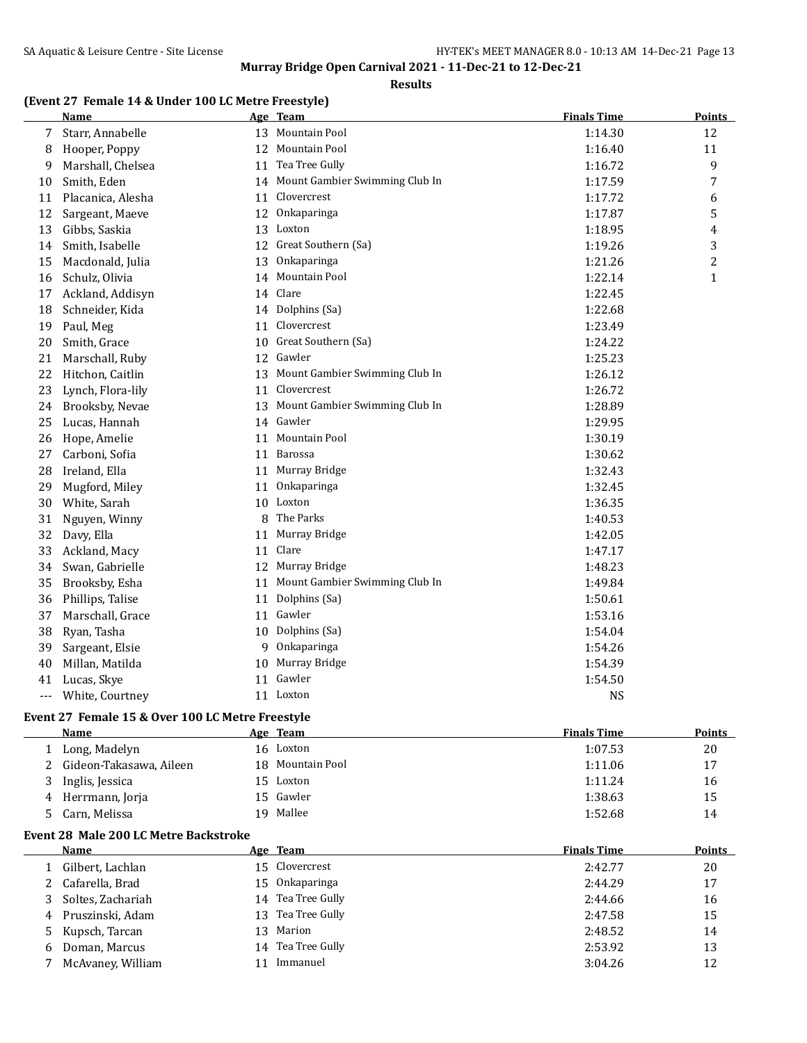**Murray Bridge Open Carnival 2021 - 11-Dec-21 to 12-Dec-21**

**Results**

### (Event 27 Female 14 & Under 100 LC Metre Freestyle)

| | Name | Age | Team | Finals Time | Points |
|---|---|---|---|---|---|
| 7 | Starr, Annabelle | 13 | Mountain Pool | 1:14.30 | 12 |
| 8 | Hooper, Poppy | 12 | Mountain Pool | 1:16.40 | 11 |
| 9 | Marshall, Chelsea | 11 | Tea Tree Gully | 1:16.72 | 9 |
| 10 | Smith, Eden | 14 | Mount Gambier Swimming Club In | 1:17.59 | 7 |
| 11 | Placanica, Alesha | 11 | Clovercrest | 1:17.72 | 6 |
| 12 | Sargeant, Maeve | 12 | Onkaparinga | 1:17.87 | 5 |
| 13 | Gibbs, Saskia | 13 | Loxton | 1:18.95 | 4 |
| 14 | Smith, Isabelle | 12 | Great Southern (Sa) | 1:19.26 | 3 |
| 15 | Macdonald, Julia | 13 | Onkaparinga | 1:21.26 | 2 |
| 16 | Schulz, Olivia | 14 | Mountain Pool | 1:22.14 | 1 |
| 17 | Ackland, Addisyn | 14 | Clare | 1:22.45 | |
| 18 | Schneider, Kida | 14 | Dolphins (Sa) | 1:22.68 | |
| 19 | Paul, Meg | 11 | Clovercrest | 1:23.49 | |
| 20 | Smith, Grace | 10 | Great Southern (Sa) | 1:24.22 | |
| 21 | Marschall, Ruby | 12 | Gawler | 1:25.23 | |
| 22 | Hitchon, Caitlin | 13 | Mount Gambier Swimming Club In | 1:26.12 | |
| 23 | Lynch, Flora-lily | 11 | Clovercrest | 1:26.72 | |
| 24 | Brooksby, Nevae | 13 | Mount Gambier Swimming Club In | 1:28.89 | |
| 25 | Lucas, Hannah | 14 | Gawler | 1:29.95 | |
| 26 | Hope, Amelie | 11 | Mountain Pool | 1:30.19 | |
| 27 | Carboni, Sofia | 11 | Barossa | 1:30.62 | |
| 28 | Ireland, Ella | 11 | Murray Bridge | 1:32.43 | |
| 29 | Mugford, Miley | 11 | Onkaparinga | 1:32.45 | |
| 30 | White, Sarah | 10 | Loxton | 1:36.35 | |
| 31 | Nguyen, Winny | 8 | The Parks | 1:40.53 | |
| 32 | Davy, Ella | 11 | Murray Bridge | 1:42.05 | |
| 33 | Ackland, Macy | 11 | Clare | 1:47.17 | |
| 34 | Swan, Gabrielle | 12 | Murray Bridge | 1:48.23 | |
| 35 | Brooksby, Esha | 11 | Mount Gambier Swimming Club In | 1:49.84 | |
| 36 | Phillips, Talise | 11 | Dolphins (Sa) | 1:50.61 | |
| 37 | Marschall, Grace | 11 | Gawler | 1:53.16 | |
| 38 | Ryan, Tasha | 10 | Dolphins (Sa) | 1:54.04 | |
| 39 | Sargeant, Elsie | 9 | Onkaparinga | 1:54.26 | |
| 40 | Millan, Matilda | 10 | Murray Bridge | 1:54.39 | |
| 41 | Lucas, Skye | 11 | Gawler | 1:54.50 | |
| --- | White, Courtney | 11 | Loxton | NS | |

### Event 27 Female 15 & Over 100 LC Metre Freestyle

| | Name | Age | Team | Finals Time | Points |
|---|---|---|---|---|---|
| 1 | Long, Madelyn | 16 | Loxton | 1:07.53 | 20 |
| 2 | Gideon-Takasawa, Aileen | 18 | Mountain Pool | 1:11.06 | 17 |
| 3 | Inglis, Jessica | 15 | Loxton | 1:11.24 | 16 |
| 4 | Herrmann, Jorja | 15 | Gawler | 1:38.63 | 15 |
| 5 | Carn, Melissa | 19 | Mallee | 1:52.68 | 14 |

### Event 28 Male 200 LC Metre Backstroke

| | Name | Age | Team | Finals Time | Points |
|---|---|---|---|---|---|
| 1 | Gilbert, Lachlan | 15 | Clovercrest | 2:42.77 | 20 |
| 2 | Cafarella, Brad | 15 | Onkaparinga | 2:44.29 | 17 |
| 3 | Soltes, Zachariah | 14 | Tea Tree Gully | 2:44.66 | 16 |
| 4 | Pruszinski, Adam | 13 | Tea Tree Gully | 2:47.58 | 15 |
| 5 | Kupsch, Tarcan | 13 | Marion | 2:48.52 | 14 |
| 6 | Doman, Marcus | 14 | Tea Tree Gully | 2:53.92 | 13 |
| 7 | McAvaney, William | 11 | Immanuel | 3:04.26 | 12 |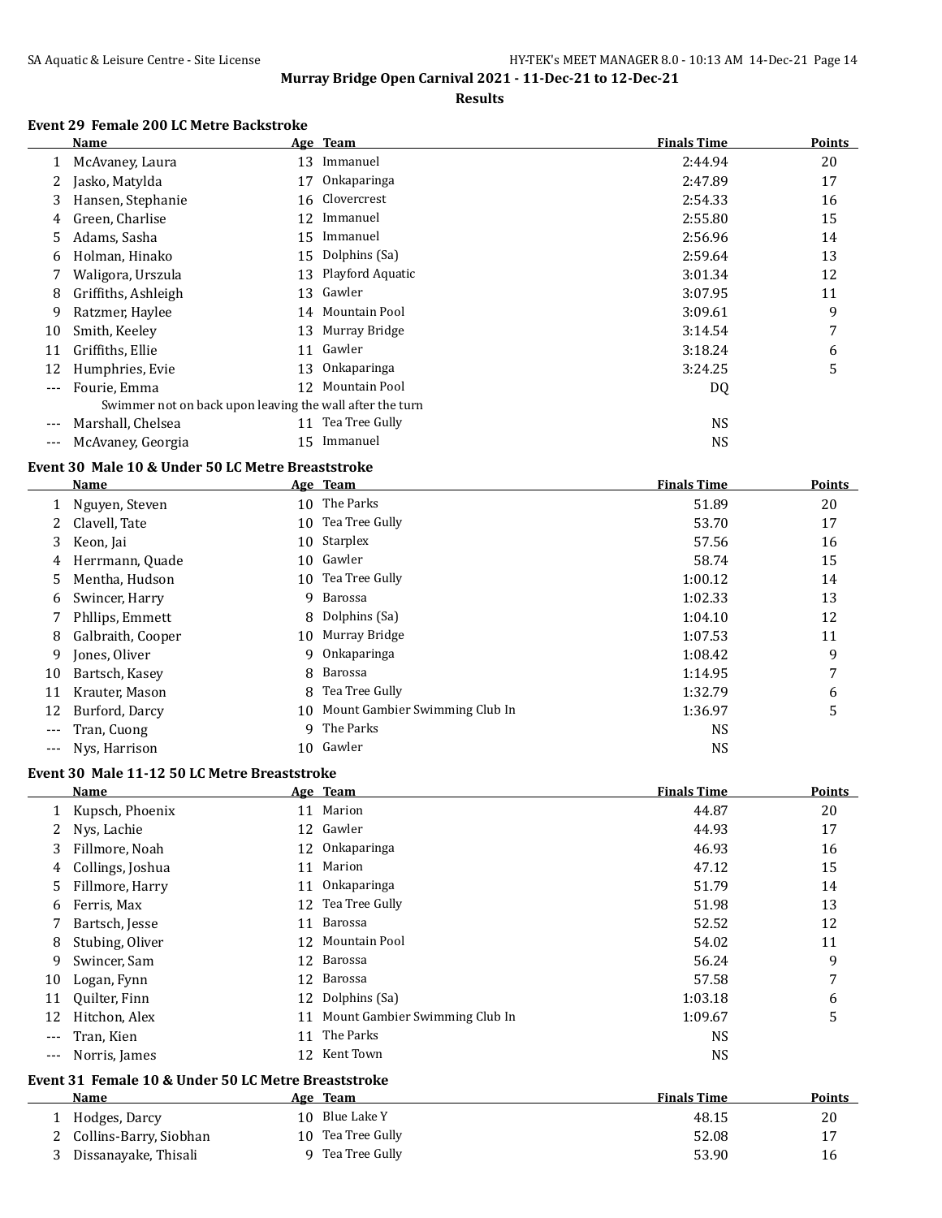Murray Bridge Open Carnival 2021 - 11-Dec-21 to 12-Dec-21

Results

### Event 29 Female 200 LC Metre Backstroke

| | Name | Age | Team | Finals Time | Points |
|---|---|---|---|---|---|
| 1 | McAvaney, Laura | 13 | Immanuel | 2:44.94 | 20 |
| 2 | Jasko, Matylda | 17 | Onkaparinga | 2:47.89 | 17 |
| 3 | Hansen, Stephanie | 16 | Clovercrest | 2:54.33 | 16 |
| 4 | Green, Charlise | 12 | Immanuel | 2:55.80 | 15 |
| 5 | Adams, Sasha | 15 | Immanuel | 2:56.96 | 14 |
| 6 | Holman, Hinako | 15 | Dolphins (Sa) | 2:59.64 | 13 |
| 7 | Waligora, Urszula | 13 | Playford Aquatic | 3:01.34 | 12 |
| 8 | Griffiths, Ashleigh | 13 | Gawler | 3:07.95 | 11 |
| 9 | Ratzmer, Haylee | 14 | Mountain Pool | 3:09.61 | 9 |
| 10 | Smith, Keeley | 13 | Murray Bridge | 3:14.54 | 7 |
| 11 | Griffiths, Ellie | 11 | Gawler | 3:18.24 | 6 |
| 12 | Humphries, Evie | 13 | Onkaparinga | 3:24.25 | 5 |
| --- | Fourie, Emma | 12 | Mountain Pool | DQ | |
| | Swimmer not on back upon leaving the wall after the turn | | | | |
| --- | Marshall, Chelsea | 11 | Tea Tree Gully | NS | |
| --- | McAvaney, Georgia | 15 | Immanuel | NS | |

### Event 30 Male 10 & Under 50 LC Metre Breaststroke

| | Name | Age | Team | Finals Time | Points |
|---|---|---|---|---|---|
| 1 | Nguyen, Steven | 10 | The Parks | 51.89 | 20 |
| 2 | Clavell, Tate | 10 | Tea Tree Gully | 53.70 | 17 |
| 3 | Keon, Jai | 10 | Starplex | 57.56 | 16 |
| 4 | Herrmann, Quade | 10 | Gawler | 58.74 | 15 |
| 5 | Mentha, Hudson | 10 | Tea Tree Gully | 1:00.12 | 14 |
| 6 | Swincer, Harry | 9 | Barossa | 1:02.33 | 13 |
| 7 | Phllips, Emmett | 8 | Dolphins (Sa) | 1:04.10 | 12 |
| 8 | Galbraith, Cooper | 10 | Murray Bridge | 1:07.53 | 11 |
| 9 | Jones, Oliver | 9 | Onkaparinga | 1:08.42 | 9 |
| 10 | Bartsch, Kasey | 8 | Barossa | 1:14.95 | 7 |
| 11 | Krauter, Mason | 8 | Tea Tree Gully | 1:32.79 | 6 |
| 12 | Burford, Darcy | 10 | Mount Gambier Swimming Club In | 1:36.97 | 5 |
| --- | Tran, Cuong | 9 | The Parks | NS | |
| --- | Nys, Harrison | 10 | Gawler | NS | |

### Event 30 Male 11-12 50 LC Metre Breaststroke

| | Name | Age | Team | Finals Time | Points |
|---|---|---|---|---|---|
| 1 | Kupsch, Phoenix | 11 | Marion | 44.87 | 20 |
| 2 | Nys, Lachie | 12 | Gawler | 44.93 | 17 |
| 3 | Fillmore, Noah | 12 | Onkaparinga | 46.93 | 16 |
| 4 | Collings, Joshua | 11 | Marion | 47.12 | 15 |
| 5 | Fillmore, Harry | 11 | Onkaparinga | 51.79 | 14 |
| 6 | Ferris, Max | 12 | Tea Tree Gully | 51.98 | 13 |
| 7 | Bartsch, Jesse | 11 | Barossa | 52.52 | 12 |
| 8 | Stubing, Oliver | 12 | Mountain Pool | 54.02 | 11 |
| 9 | Swincer, Sam | 12 | Barossa | 56.24 | 9 |
| 10 | Logan, Fynn | 12 | Barossa | 57.58 | 7 |
| 11 | Quilter, Finn | 12 | Dolphins (Sa) | 1:03.18 | 6 |
| 12 | Hitchon, Alex | 11 | Mount Gambier Swimming Club In | 1:09.67 | 5 |
| --- | Tran, Kien | 11 | The Parks | NS | |
| --- | Norris, James | 12 | Kent Town | NS | |

### Event 31 Female 10 & Under 50 LC Metre Breaststroke

| | Name | Age | Team | Finals Time | Points |
|---|---|---|---|---|---|
| 1 | Hodges, Darcy | 10 | Blue Lake Y | 48.15 | 20 |
| 2 | Collins-Barry, Siobhan | 10 | Tea Tree Gully | 52.08 | 17 |
| 3 | Dissanayake, Thisali | 9 | Tea Tree Gully | 53.90 | 16 |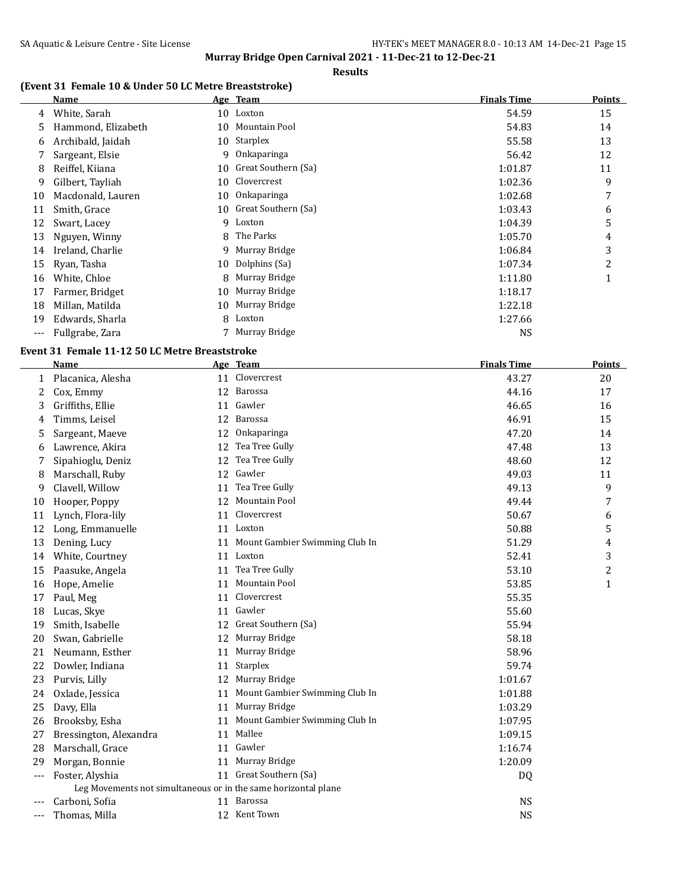**Murray Bridge Open Carnival 2021 - 11-Dec-21 to 12-Dec-21**

**Results**

### (Event 31 Female 10 & Under 50 LC Metre Breaststroke)

| | Name | Age | Team | Finals Time | Points |
|---|---|---|---|---|---|
| 4 | White, Sarah | 10 | Loxton | 54.59 | 15 |
| 5 | Hammond, Elizabeth | 10 | Mountain Pool | 54.83 | 14 |
| 6 | Archibald, Jaidah | 10 | Starplex | 55.58 | 13 |
| 7 | Sargeant, Elsie | 9 | Onkaparinga | 56.42 | 12 |
| 8 | Reiffel, Kiiana | 10 | Great Southern (Sa) | 1:01.87 | 11 |
| 9 | Gilbert, Tayliah | 10 | Clovercrest | 1:02.36 | 9 |
| 10 | Macdonald, Lauren | 10 | Onkaparinga | 1:02.68 | 7 |
| 11 | Smith, Grace | 10 | Great Southern (Sa) | 1:03.43 | 6 |
| 12 | Swart, Lacey | 9 | Loxton | 1:04.39 | 5 |
| 13 | Nguyen, Winny | 8 | The Parks | 1:05.70 | 4 |
| 14 | Ireland, Charlie | 9 | Murray Bridge | 1:06.84 | 3 |
| 15 | Ryan, Tasha | 10 | Dolphins (Sa) | 1:07.34 | 2 |
| 16 | White, Chloe | 8 | Murray Bridge | 1:11.80 | 1 |
| 17 | Farmer, Bridget | 10 | Murray Bridge | 1:18.17 | |
| 18 | Millan, Matilda | 10 | Murray Bridge | 1:22.18 | |
| 19 | Edwards, Sharla | 8 | Loxton | 1:27.66 | |
| --- | Fullgrabe, Zara | 7 | Murray Bridge | NS | |

### Event 31 Female 11-12 50 LC Metre Breaststroke

| | Name | Age | Team | Finals Time | Points |
|---|---|---|---|---|---|
| 1 | Placanica, Alesha | 11 | Clovercrest | 43.27 | 20 |
| 2 | Cox, Emmy | 12 | Barossa | 44.16 | 17 |
| 3 | Griffiths, Ellie | 11 | Gawler | 46.65 | 16 |
| 4 | Timms, Leisel | 12 | Barossa | 46.91 | 15 |
| 5 | Sargeant, Maeve | 12 | Onkaparinga | 47.20 | 14 |
| 6 | Lawrence, Akira | 12 | Tea Tree Gully | 47.48 | 13 |
| 7 | Sipahioglu, Deniz | 12 | Tea Tree Gully | 48.60 | 12 |
| 8 | Marschall, Ruby | 12 | Gawler | 49.03 | 11 |
| 9 | Clavell, Willow | 11 | Tea Tree Gully | 49.13 | 9 |
| 10 | Hooper, Poppy | 12 | Mountain Pool | 49.44 | 7 |
| 11 | Lynch, Flora-lily | 11 | Clovercrest | 50.67 | 6 |
| 12 | Long, Emmanuelle | 11 | Loxton | 50.88 | 5 |
| 13 | Dening, Lucy | 11 | Mount Gambier Swimming Club In | 51.29 | 4 |
| 14 | White, Courtney | 11 | Loxton | 52.41 | 3 |
| 15 | Paasuke, Angela | 11 | Tea Tree Gully | 53.10 | 2 |
| 16 | Hope, Amelie | 11 | Mountain Pool | 53.85 | 1 |
| 17 | Paul, Meg | 11 | Clovercrest | 55.35 | |
| 18 | Lucas, Skye | 11 | Gawler | 55.60 | |
| 19 | Smith, Isabelle | 12 | Great Southern (Sa) | 55.94 | |
| 20 | Swan, Gabrielle | 12 | Murray Bridge | 58.18 | |
| 21 | Neumann, Esther | 11 | Murray Bridge | 58.96 | |
| 22 | Dowler, Indiana | 11 | Starplex | 59.74 | |
| 23 | Purvis, Lilly | 12 | Murray Bridge | 1:01.67 | |
| 24 | Oxlade, Jessica | 11 | Mount Gambier Swimming Club In | 1:01.88 | |
| 25 | Davy, Ella | 11 | Murray Bridge | 1:03.29 | |
| 26 | Brooksby, Esha | 11 | Mount Gambier Swimming Club In | 1:07.95 | |
| 27 | Bressington, Alexandra | 11 | Mallee | 1:09.15 | |
| 28 | Marschall, Grace | 11 | Gawler | 1:16.74 | |
| 29 | Morgan, Bonnie | 11 | Murray Bridge | 1:20.09 | |
| --- | Foster, Alyshia | 11 | Great Southern (Sa) | DQ | |
| | Leg Movements not simultaneous or in the same horizontal plane | | | | |
| --- | Carboni, Sofia | 11 | Barossa | NS | |
| --- | Thomas, Milla | 12 | Kent Town | NS | |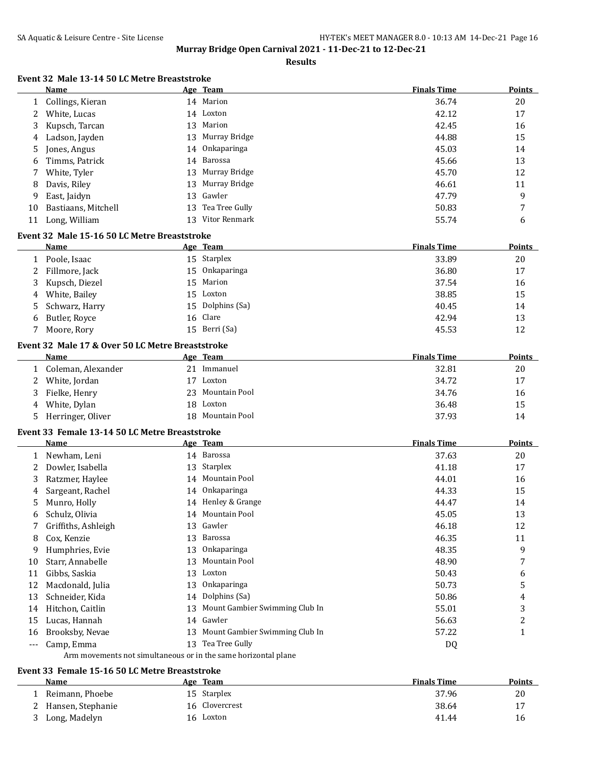# Murray Bridge Open Carnival 2021 - 11-Dec-21 to 12-Dec-21

## Results

### Event 32 Male 13-14 50 LC Metre Breaststroke

| | Name | Age | Team | Finals Time | Points |
|---|---|---|---|---|---|
| 1 | Collings, Kieran | 14 | Marion | 36.74 | 20 |
| 2 | White, Lucas | 14 | Loxton | 42.12 | 17 |
| 3 | Kupsch, Tarcan | 13 | Marion | 42.45 | 16 |
| 4 | Ladson, Jayden | 13 | Murray Bridge | 44.88 | 15 |
| 5 | Jones, Angus | 14 | Onkaparinga | 45.03 | 14 |
| 6 | Timms, Patrick | 14 | Barossa | 45.66 | 13 |
| 7 | White, Tyler | 13 | Murray Bridge | 45.70 | 12 |
| 8 | Davis, Riley | 13 | Murray Bridge | 46.61 | 11 |
| 9 | East, Jaidyn | 13 | Gawler | 47.79 | 9 |
| 10 | Bastiaans, Mitchell | 13 | Tea Tree Gully | 50.83 | 7 |
| 11 | Long, William | 13 | Vitor Renmark | 55.74 | 6 |

### Event 32 Male 15-16 50 LC Metre Breaststroke

| | Name | Age | Team | Finals Time | Points |
|---|---|---|---|---|---|
| 1 | Poole, Isaac | 15 | Starplex | 33.89 | 20 |
| 2 | Fillmore, Jack | 15 | Onkaparinga | 36.80 | 17 |
| 3 | Kupsch, Diezel | 15 | Marion | 37.54 | 16 |
| 4 | White, Bailey | 15 | Loxton | 38.85 | 15 |
| 5 | Schwarz, Harry | 15 | Dolphins (Sa) | 40.45 | 14 |
| 6 | Butler, Royce | 16 | Clare | 42.94 | 13 |
| 7 | Moore, Rory | 15 | Berri (Sa) | 45.53 | 12 |

### Event 32 Male 17 & Over 50 LC Metre Breaststroke

| | Name | Age | Team | Finals Time | Points |
|---|---|---|---|---|---|
| 1 | Coleman, Alexander | 21 | Immanuel | 32.81 | 20 |
| 2 | White, Jordan | 17 | Loxton | 34.72 | 17 |
| 3 | Fielke, Henry | 23 | Mountain Pool | 34.76 | 16 |
| 4 | White, Dylan | 18 | Loxton | 36.48 | 15 |
| 5 | Herringer, Oliver | 18 | Mountain Pool | 37.93 | 14 |

### Event 33 Female 13-14 50 LC Metre Breaststroke

| | Name | Age | Team | Finals Time | Points |
|---|---|---|---|---|---|
| 1 | Newham, Leni | 14 | Barossa | 37.63 | 20 |
| 2 | Dowler, Isabella | 13 | Starplex | 41.18 | 17 |
| 3 | Ratzmer, Haylee | 14 | Mountain Pool | 44.01 | 16 |
| 4 | Sargeant, Rachel | 14 | Onkaparinga | 44.33 | 15 |
| 5 | Munro, Holly | 14 | Henley & Grange | 44.47 | 14 |
| 6 | Schulz, Olivia | 14 | Mountain Pool | 45.05 | 13 |
| 7 | Griffiths, Ashleigh | 13 | Gawler | 46.18 | 12 |
| 8 | Cox, Kenzie | 13 | Barossa | 46.35 | 11 |
| 9 | Humphries, Evie | 13 | Onkaparinga | 48.35 | 9 |
| 10 | Starr, Annabelle | 13 | Mountain Pool | 48.90 | 7 |
| 11 | Gibbs, Saskia | 13 | Loxton | 50.43 | 6 |
| 12 | Macdonald, Julia | 13 | Onkaparinga | 50.73 | 5 |
| 13 | Schneider, Kida | 14 | Dolphins (Sa) | 50.86 | 4 |
| 14 | Hitchon, Caitlin | 13 | Mount Gambier Swimming Club In | 55.01 | 3 |
| 15 | Lucas, Hannah | 14 | Gawler | 56.63 | 2 |
| 16 | Brooksby, Nevae | 13 | Mount Gambier Swimming Club In | 57.22 | 1 |
| --- | Camp, Emma | 13 | Tea Tree Gully | DQ | |
| | Arm movements not simultaneous or in the same horizontal plane | | | | |

### Event 33 Female 15-16 50 LC Metre Breaststroke

| | Name | Age | Team | Finals Time | Points |
|---|---|---|---|---|---|
| 1 | Reimann, Phoebe | 15 | Starplex | 37.96 | 20 |
| 2 | Hansen, Stephanie | 16 | Clovercrest | 38.64 | 17 |
| 3 | Long, Madelyn | 16 | Loxton | 41.44 | 16 |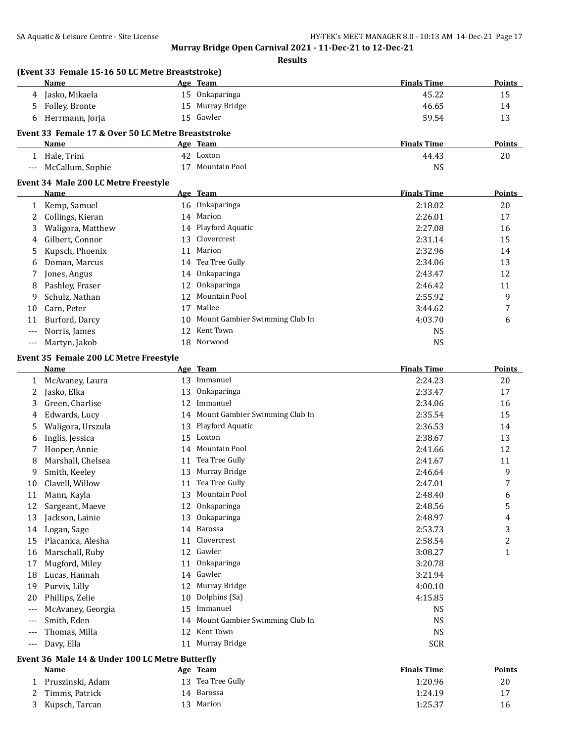**Murray Bridge Open Carnival 2021 - 11-Dec-21 to 12-Dec-21**

**Results**

### (Event 33 Female 15-16 50 LC Metre Breaststroke)

| | Name | Age | Team | Finals Time | Points |
|---|---|---|---|---|---|
| 4 | Jasko, Mikaela | 15 | Onkaparinga | 45.22 | 15 |
| 5 | Folley, Bronte | 15 | Murray Bridge | 46.65 | 14 |
| 6 | Herrmann, Jorja | 15 | Gawler | 59.54 | 13 |

### Event 33 Female 17 & Over 50 LC Metre Breaststroke

| | Name | Age | Team | Finals Time | Points |
|---|---|---|---|---|---|
| 1 | Hale, Trini | 42 | Loxton | 44.43 | 20 |
| --- | McCallum, Sophie | 17 | Mountain Pool | NS | |

### Event 34 Male 200 LC Metre Freestyle

| | Name | Age | Team | Finals Time | Points |
|---|---|---|---|---|---|
| 1 | Kemp, Samuel | 16 | Onkaparinga | 2:18.02 | 20 |
| 2 | Collings, Kieran | 14 | Marion | 2:26.01 | 17 |
| 3 | Waligora, Matthew | 14 | Playford Aquatic | 2:27.08 | 16 |
| 4 | Gilbert, Connor | 13 | Clovercrest | 2:31.14 | 15 |
| 5 | Kupsch, Phoenix | 11 | Marion | 2:32.96 | 14 |
| 6 | Doman, Marcus | 14 | Tea Tree Gully | 2:34.06 | 13 |
| 7 | Jones, Angus | 14 | Onkaparinga | 2:43.47 | 12 |
| 8 | Pashley, Fraser | 12 | Onkaparinga | 2:46.42 | 11 |
| 9 | Schulz, Nathan | 12 | Mountain Pool | 2:55.92 | 9 |
| 10 | Carn, Peter | 17 | Mallee | 3:44.62 | 7 |
| 11 | Burford, Darcy | 10 | Mount Gambier Swimming Club In | 4:03.70 | 6 |
| --- | Norris, James | 12 | Kent Town | NS | |
| --- | Martyn, Jakob | 18 | Norwood | NS | |

### Event 35 Female 200 LC Metre Freestyle

| | Name | Age | Team | Finals Time | Points |
|---|---|---|---|---|---|
| 1 | McAvaney, Laura | 13 | Immanuel | 2:24.23 | 20 |
| 2 | Jasko, Elka | 13 | Onkaparinga | 2:33.47 | 17 |
| 3 | Green, Charlise | 12 | Immanuel | 2:34.06 | 16 |
| 4 | Edwards, Lucy | 14 | Mount Gambier Swimming Club In | 2:35.54 | 15 |
| 5 | Waligora, Urszula | 13 | Playford Aquatic | 2:36.53 | 14 |
| 6 | Inglis, Jessica | 15 | Loxton | 2:38.67 | 13 |
| 7 | Hooper, Annie | 14 | Mountain Pool | 2:41.66 | 12 |
| 8 | Marshall, Chelsea | 11 | Tea Tree Gully | 2:41.67 | 11 |
| 9 | Smith, Keeley | 13 | Murray Bridge | 2:46.64 | 9 |
| 10 | Clavell, Willow | 11 | Tea Tree Gully | 2:47.01 | 7 |
| 11 | Mann, Kayla | 13 | Mountain Pool | 2:48.40 | 6 |
| 12 | Sargeant, Maeve | 12 | Onkaparinga | 2:48.56 | 5 |
| 13 | Jackson, Lainie | 13 | Onkaparinga | 2:48.97 | 4 |
| 14 | Logan, Sage | 14 | Barossa | 2:53.73 | 3 |
| 15 | Placanica, Alesha | 11 | Clovercrest | 2:58.54 | 2 |
| 16 | Marschall, Ruby | 12 | Gawler | 3:08.27 | 1 |
| 17 | Mugford, Miley | 11 | Onkaparinga | 3:20.78 | |
| 18 | Lucas, Hannah | 14 | Gawler | 3:21.94 | |
| 19 | Purvis, Lilly | 12 | Murray Bridge | 4:00.10 | |
| 20 | Phillips, Zelie | 10 | Dolphins (Sa) | 4:15.85 | |
| --- | McAvaney, Georgia | 15 | Immanuel | NS | |
| --- | Smith, Eden | 14 | Mount Gambier Swimming Club In | NS | |
| --- | Thomas, Milla | 12 | Kent Town | NS | |
| --- | Davy, Ella | 11 | Murray Bridge | SCR | |

### Event 36 Male 14 & Under 100 LC Metre Butterfly

| | Name | Age | Team | Finals Time | Points |
|---|---|---|---|---|---|
| 1 | Pruszinski, Adam | 13 | Tea Tree Gully | 1:20.96 | 20 |
| 2 | Timms, Patrick | 14 | Barossa | 1:24.19 | 17 |
| 3 | Kupsch, Tarcan | 13 | Marion | 1:25.37 | 16 |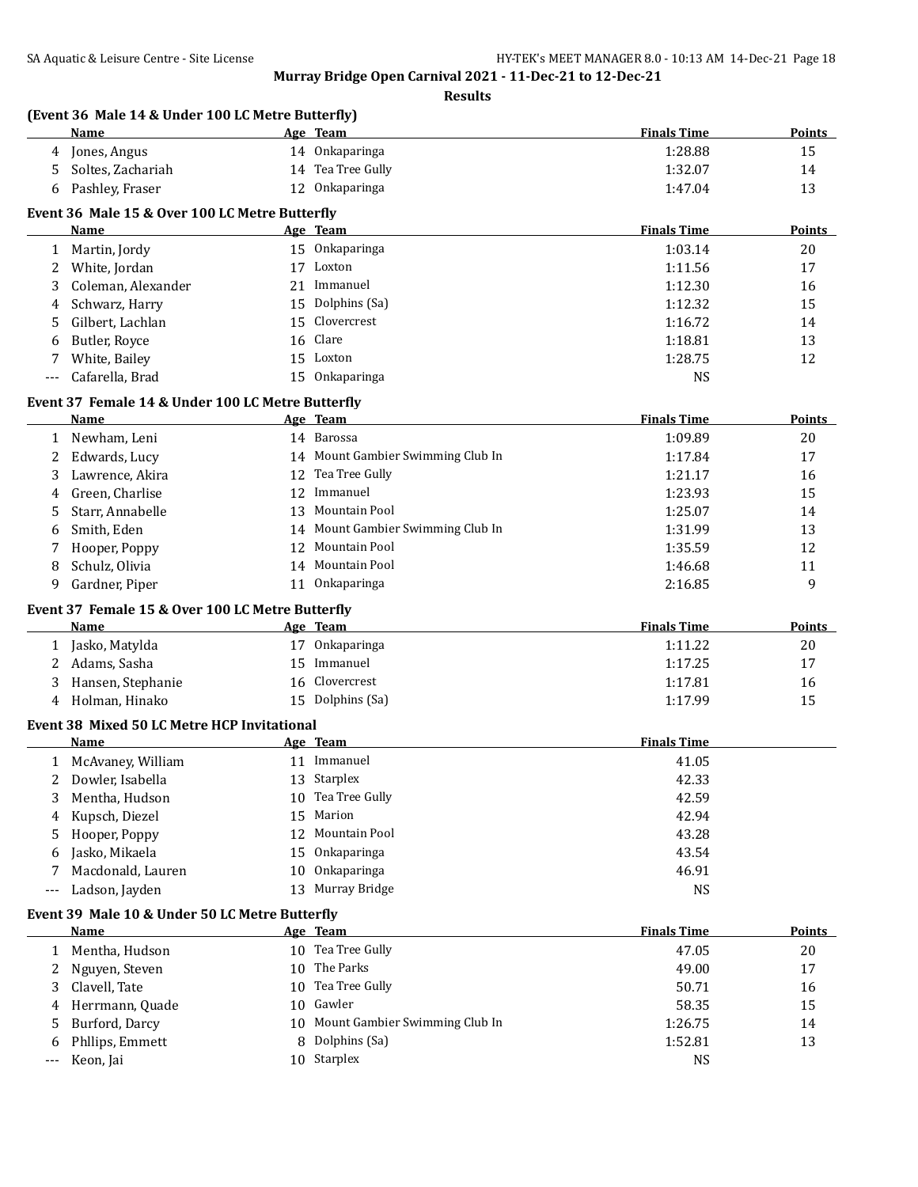## Murray Bridge Open Carnival 2021 - 11-Dec-21 to 12-Dec-21

**Results**

### (Event 36 Male 14 & Under 100 LC Metre Butterfly)

| | Name | Age | Team | Finals Time | Points |
|---|---|---|---|---|---|
| 4 | Jones, Angus | 14 | Onkaparinga | 1:28.88 | 15 |
| 5 | Soltes, Zachariah | 14 | Tea Tree Gully | 1:32.07 | 14 |
| 6 | Pashley, Fraser | 12 | Onkaparinga | 1:47.04 | 13 |

### Event 36 Male 15 & Over 100 LC Metre Butterfly

| | Name | Age | Team | Finals Time | Points |
|---|---|---|---|---|---|
| 1 | Martin, Jordy | 15 | Onkaparinga | 1:03.14 | 20 |
| 2 | White, Jordan | 17 | Loxton | 1:11.56 | 17 |
| 3 | Coleman, Alexander | 21 | Immanuel | 1:12.30 | 16 |
| 4 | Schwarz, Harry | 15 | Dolphins (Sa) | 1:12.32 | 15 |
| 5 | Gilbert, Lachlan | 15 | Clovercrest | 1:16.72 | 14 |
| 6 | Butler, Royce | 16 | Clare | 1:18.81 | 13 |
| 7 | White, Bailey | 15 | Loxton | 1:28.75 | 12 |
| --- | Cafarella, Brad | 15 | Onkaparinga | NS | |

### Event 37 Female 14 & Under 100 LC Metre Butterfly

| | Name | Age | Team | Finals Time | Points |
|---|---|---|---|---|---|
| 1 | Newham, Leni | 14 | Barossa | 1:09.89 | 20 |
| 2 | Edwards, Lucy | 14 | Mount Gambier Swimming Club In | 1:17.84 | 17 |
| 3 | Lawrence, Akira | 12 | Tea Tree Gully | 1:21.17 | 16 |
| 4 | Green, Charlise | 12 | Immanuel | 1:23.93 | 15 |
| 5 | Starr, Annabelle | 13 | Mountain Pool | 1:25.07 | 14 |
| 6 | Smith, Eden | 14 | Mount Gambier Swimming Club In | 1:31.99 | 13 |
| 7 | Hooper, Poppy | 12 | Mountain Pool | 1:35.59 | 12 |
| 8 | Schulz, Olivia | 14 | Mountain Pool | 1:46.68 | 11 |
| 9 | Gardner, Piper | 11 | Onkaparinga | 2:16.85 | 9 |

### Event 37 Female 15 & Over 100 LC Metre Butterfly

| | Name | Age | Team | Finals Time | Points |
|---|---|---|---|---|---|
| 1 | Jasko, Matylda | 17 | Onkaparinga | 1:11.22 | 20 |
| 2 | Adams, Sasha | 15 | Immanuel | 1:17.25 | 17 |
| 3 | Hansen, Stephanie | 16 | Clovercrest | 1:17.81 | 16 |
| 4 | Holman, Hinako | 15 | Dolphins (Sa) | 1:17.99 | 15 |

### Event 38 Mixed 50 LC Metre HCP Invitational

| | Name | Age | Team | Finals Time |
|---|---|---|---|---|
| 1 | McAvaney, William | 11 | Immanuel | 41.05 |
| 2 | Dowler, Isabella | 13 | Starplex | 42.33 |
| 3 | Mentha, Hudson | 10 | Tea Tree Gully | 42.59 |
| 4 | Kupsch, Diezel | 15 | Marion | 42.94 |
| 5 | Hooper, Poppy | 12 | Mountain Pool | 43.28 |
| 6 | Jasko, Mikaela | 15 | Onkaparinga | 43.54 |
| 7 | Macdonald, Lauren | 10 | Onkaparinga | 46.91 |
| --- | Ladson, Jayden | 13 | Murray Bridge | NS |

### Event 39 Male 10 & Under 50 LC Metre Butterfly

| | Name | Age | Team | Finals Time | Points |
|---|---|---|---|---|---|
| 1 | Mentha, Hudson | 10 | Tea Tree Gully | 47.05 | 20 |
| 2 | Nguyen, Steven | 10 | The Parks | 49.00 | 17 |
| 3 | Clavell, Tate | 10 | Tea Tree Gully | 50.71 | 16 |
| 4 | Herrmann, Quade | 10 | Gawler | 58.35 | 15 |
| 5 | Burford, Darcy | 10 | Mount Gambier Swimming Club In | 1:26.75 | 14 |
| 6 | Phllips, Emmett | 8 | Dolphins (Sa) | 1:52.81 | 13 |
| --- | Keon, Jai | 10 | Starplex | NS | |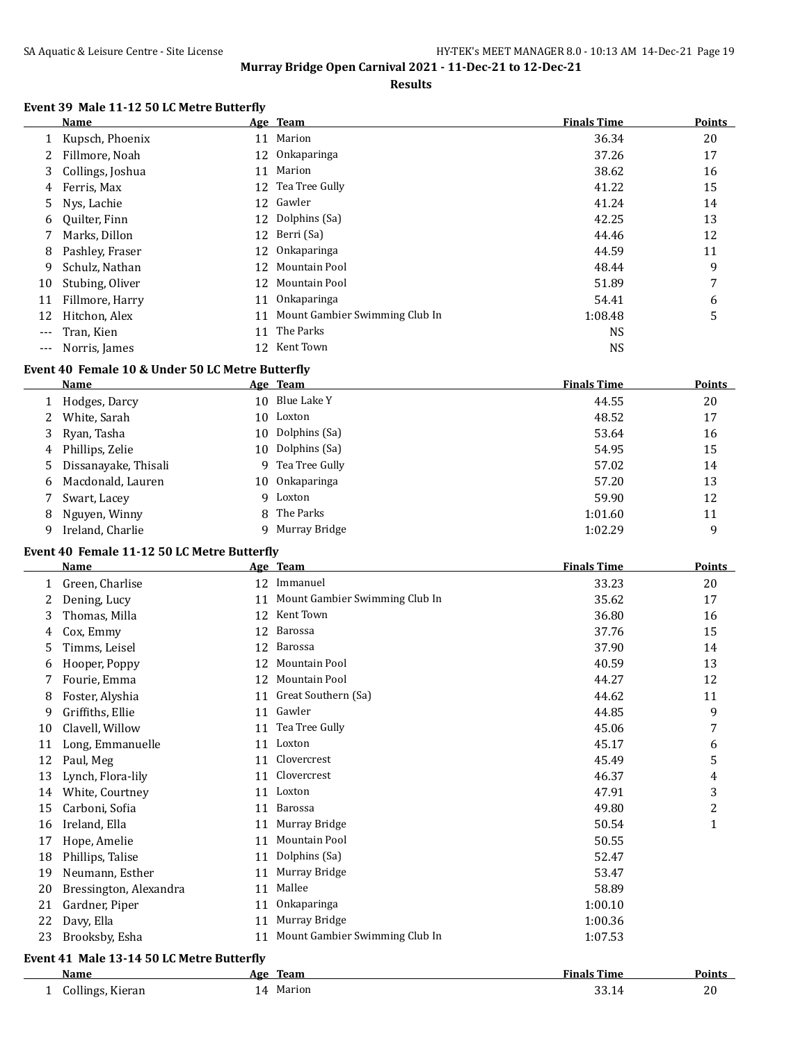# Murray Bridge Open Carnival 2021 - 11-Dec-21 to 12-Dec-21

## Results

### Event 39 Male 11-12 50 LC Metre Butterfly

| | Name | Age | Team | Finals Time | Points |
|---|---|---|---|---|---|
| 1 | Kupsch, Phoenix | 11 | Marion | 36.34 | 20 |
| 2 | Fillmore, Noah | 12 | Onkaparinga | 37.26 | 17 |
| 3 | Collings, Joshua | 11 | Marion | 38.62 | 16 |
| 4 | Ferris, Max | 12 | Tea Tree Gully | 41.22 | 15 |
| 5 | Nys, Lachie | 12 | Gawler | 41.24 | 14 |
| 6 | Quilter, Finn | 12 | Dolphins (Sa) | 42.25 | 13 |
| 7 | Marks, Dillon | 12 | Berri (Sa) | 44.46 | 12 |
| 8 | Pashley, Fraser | 12 | Onkaparinga | 44.59 | 11 |
| 9 | Schulz, Nathan | 12 | Mountain Pool | 48.44 | 9 |
| 10 | Stubing, Oliver | 12 | Mountain Pool | 51.89 | 7 |
| 11 | Fillmore, Harry | 11 | Onkaparinga | 54.41 | 6 |
| 12 | Hitchon, Alex | 11 | Mount Gambier Swimming Club In | 1:08.48 | 5 |
| --- | Tran, Kien | 11 | The Parks | NS | |
| --- | Norris, James | 12 | Kent Town | NS | |

### Event 40 Female 10 & Under 50 LC Metre Butterfly

| | Name | Age | Team | Finals Time | Points |
|---|---|---|---|---|---|
| 1 | Hodges, Darcy | 10 | Blue Lake Y | 44.55 | 20 |
| 2 | White, Sarah | 10 | Loxton | 48.52 | 17 |
| 3 | Ryan, Tasha | 10 | Dolphins (Sa) | 53.64 | 16 |
| 4 | Phillips, Zelie | 10 | Dolphins (Sa) | 54.95 | 15 |
| 5 | Dissanayake, Thisali | 9 | Tea Tree Gully | 57.02 | 14 |
| 6 | Macdonald, Lauren | 10 | Onkaparinga | 57.20 | 13 |
| 7 | Swart, Lacey | 9 | Loxton | 59.90 | 12 |
| 8 | Nguyen, Winny | 8 | The Parks | 1:01.60 | 11 |
| 9 | Ireland, Charlie | 9 | Murray Bridge | 1:02.29 | 9 |

### Event 40 Female 11-12 50 LC Metre Butterfly

| | Name | Age | Team | Finals Time | Points |
|---|---|---|---|---|---|
| 1 | Green, Charlise | 12 | Immanuel | 33.23 | 20 |
| 2 | Dening, Lucy | 11 | Mount Gambier Swimming Club In | 35.62 | 17 |
| 3 | Thomas, Milla | 12 | Kent Town | 36.80 | 16 |
| 4 | Cox, Emmy | 12 | Barossa | 37.76 | 15 |
| 5 | Timms, Leisel | 12 | Barossa | 37.90 | 14 |
| 6 | Hooper, Poppy | 12 | Mountain Pool | 40.59 | 13 |
| 7 | Fourie, Emma | 12 | Mountain Pool | 44.27 | 12 |
| 8 | Foster, Alyshia | 11 | Great Southern (Sa) | 44.62 | 11 |
| 9 | Griffiths, Ellie | 11 | Gawler | 44.85 | 9 |
| 10 | Clavell, Willow | 11 | Tea Tree Gully | 45.06 | 7 |
| 11 | Long, Emmanuelle | 11 | Loxton | 45.17 | 6 |
| 12 | Paul, Meg | 11 | Clovercrest | 45.49 | 5 |
| 13 | Lynch, Flora-lily | 11 | Clovercrest | 46.37 | 4 |
| 14 | White, Courtney | 11 | Loxton | 47.91 | 3 |
| 15 | Carboni, Sofia | 11 | Barossa | 49.80 | 2 |
| 16 | Ireland, Ella | 11 | Murray Bridge | 50.54 | 1 |
| 17 | Hope, Amelie | 11 | Mountain Pool | 50.55 | |
| 18 | Phillips, Talise | 11 | Dolphins (Sa) | 52.47 | |
| 19 | Neumann, Esther | 11 | Murray Bridge | 53.47 | |
| 20 | Bressington, Alexandra | 11 | Mallee | 58.89 | |
| 21 | Gardner, Piper | 11 | Onkaparinga | 1:00.10 | |
| 22 | Davy, Ella | 11 | Murray Bridge | 1:00.36 | |
| 23 | Brooksby, Esha | 11 | Mount Gambier Swimming Club In | 1:07.53 | |

### Event 41 Male 13-14 50 LC Metre Butterfly

| | Name | Age | Team | Finals Time | Points |
|---|---|---|---|---|---|
| 1 | Collings, Kieran | 14 | Marion | 33.14 | 20 |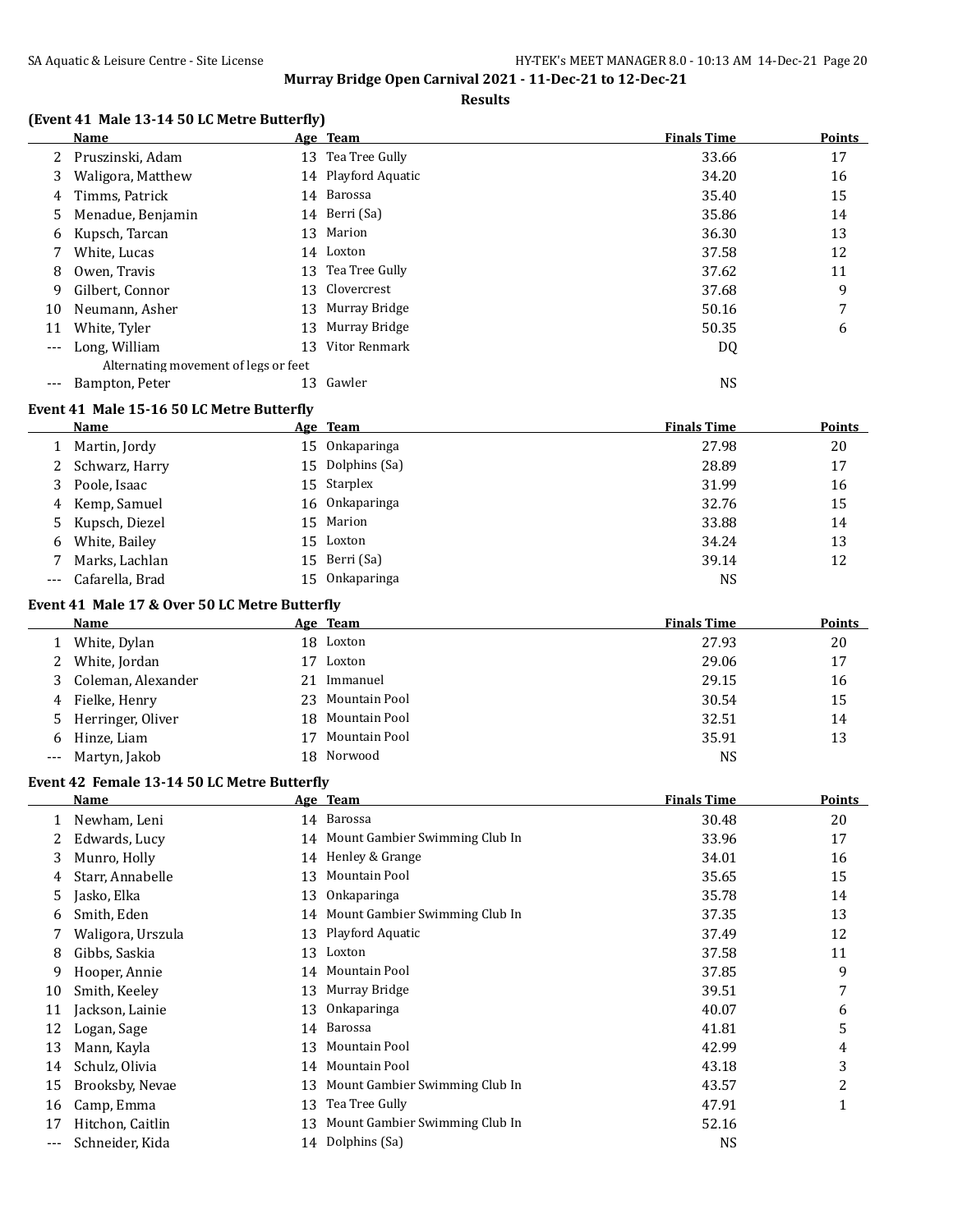## Murray Bridge Open Carnival 2021 - 11-Dec-21 to 12-Dec-21

### Results

### (Event 41 Male 13-14 50 LC Metre Butterfly)

| | Name | Age | Team | Finals Time | Points |
|---|---|---|---|---|---|
| 2 | Pruszinski, Adam | 13 | Tea Tree Gully | 33.66 | 17 |
| 3 | Waligora, Matthew | 14 | Playford Aquatic | 34.20 | 16 |
| 4 | Timms, Patrick | 14 | Barossa | 35.40 | 15 |
| 5 | Menadue, Benjamin | 14 | Berri (Sa) | 35.86 | 14 |
| 6 | Kupsch, Tarcan | 13 | Marion | 36.30 | 13 |
| 7 | White, Lucas | 14 | Loxton | 37.58 | 12 |
| 8 | Owen, Travis | 13 | Tea Tree Gully | 37.62 | 11 |
| 9 | Gilbert, Connor | 13 | Clovercrest | 37.68 | 9 |
| 10 | Neumann, Asher | 13 | Murray Bridge | 50.16 | 7 |
| 11 | White, Tyler | 13 | Murray Bridge | 50.35 | 6 |
| --- | Long, William | 13 | Vitor Renmark | DQ | |
| | Alternating movement of legs or feet | | | | |
| --- | Bampton, Peter | 13 | Gawler | NS | |

### Event 41 Male 15-16 50 LC Metre Butterfly

| | Name | Age | Team | Finals Time | Points |
|---|---|---|---|---|---|
| 1 | Martin, Jordy | 15 | Onkaparinga | 27.98 | 20 |
| 2 | Schwarz, Harry | 15 | Dolphins (Sa) | 28.89 | 17 |
| 3 | Poole, Isaac | 15 | Starplex | 31.99 | 16 |
| 4 | Kemp, Samuel | 16 | Onkaparinga | 32.76 | 15 |
| 5 | Kupsch, Diezel | 15 | Marion | 33.88 | 14 |
| 6 | White, Bailey | 15 | Loxton | 34.24 | 13 |
| 7 | Marks, Lachlan | 15 | Berri (Sa) | 39.14 | 12 |
| --- | Cafarella, Brad | 15 | Onkaparinga | NS | |

### Event 41 Male 17 & Over 50 LC Metre Butterfly

| | Name | Age | Team | Finals Time | Points |
|---|---|---|---|---|---|
| 1 | White, Dylan | 18 | Loxton | 27.93 | 20 |
| 2 | White, Jordan | 17 | Loxton | 29.06 | 17 |
| 3 | Coleman, Alexander | 21 | Immanuel | 29.15 | 16 |
| 4 | Fielke, Henry | 23 | Mountain Pool | 30.54 | 15 |
| 5 | Herringer, Oliver | 18 | Mountain Pool | 32.51 | 14 |
| 6 | Hinze, Liam | 17 | Mountain Pool | 35.91 | 13 |
| --- | Martyn, Jakob | 18 | Norwood | NS | |

### Event 42 Female 13-14 50 LC Metre Butterfly

| | Name | Age | Team | Finals Time | Points |
|---|---|---|---|---|---|
| 1 | Newham, Leni | 14 | Barossa | 30.48 | 20 |
| 2 | Edwards, Lucy | 14 | Mount Gambier Swimming Club In | 33.96 | 17 |
| 3 | Munro, Holly | 14 | Henley & Grange | 34.01 | 16 |
| 4 | Starr, Annabelle | 13 | Mountain Pool | 35.65 | 15 |
| 5 | Jasko, Elka | 13 | Onkaparinga | 35.78 | 14 |
| 6 | Smith, Eden | 14 | Mount Gambier Swimming Club In | 37.35 | 13 |
| 7 | Waligora, Urszula | 13 | Playford Aquatic | 37.49 | 12 |
| 8 | Gibbs, Saskia | 13 | Loxton | 37.58 | 11 |
| 9 | Hooper, Annie | 14 | Mountain Pool | 37.85 | 9 |
| 10 | Smith, Keeley | 13 | Murray Bridge | 39.51 | 7 |
| 11 | Jackson, Lainie | 13 | Onkaparinga | 40.07 | 6 |
| 12 | Logan, Sage | 14 | Barossa | 41.81 | 5 |
| 13 | Mann, Kayla | 13 | Mountain Pool | 42.99 | 4 |
| 14 | Schulz, Olivia | 14 | Mountain Pool | 43.18 | 3 |
| 15 | Brooksby, Nevae | 13 | Mount Gambier Swimming Club In | 43.57 | 2 |
| 16 | Camp, Emma | 13 | Tea Tree Gully | 47.91 | 1 |
| 17 | Hitchon, Caitlin | 13 | Mount Gambier Swimming Club In | 52.16 | |
| --- | Schneider, Kida | 14 | Dolphins (Sa) | NS | |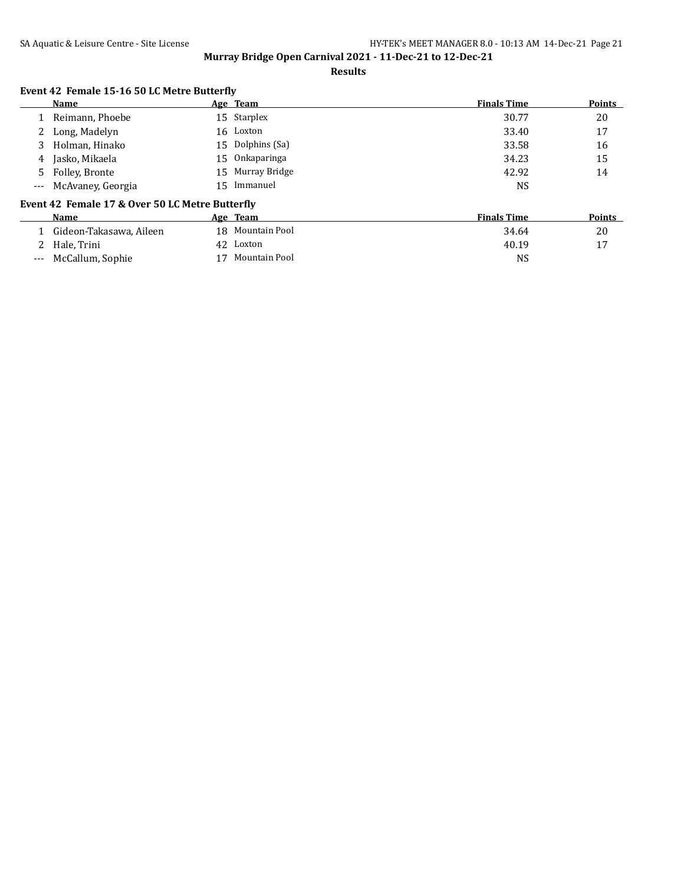## Murray Bridge Open Carnival 2021 - 11-Dec-21 to 12-Dec-21

### Results

#### Event 42 Female 15-16 50 LC Metre Butterfly

| | Name | Age | Team | Finals Time | Points |
|---|---|---|---|---|---|
| 1 | Reimann, Phoebe | 15 | Starplex | 30.77 | 20 |
| 2 | Long, Madelyn | 16 | Loxton | 33.40 | 17 |
| 3 | Holman, Hinako | 15 | Dolphins (Sa) | 33.58 | 16 |
| 4 | Jasko, Mikaela | 15 | Onkaparinga | 34.23 | 15 |
| 5 | Folley, Bronte | 15 | Murray Bridge | 42.92 | 14 |
| --- | McAvaney, Georgia | 15 | Immanuel | NS | |

#### Event 42 Female 17 & Over 50 LC Metre Butterfly

| | Name | Age | Team | Finals Time | Points |
|---|---|---|---|---|---|
| 1 | Gideon-Takasawa, Aileen | 18 | Mountain Pool | 34.64 | 20 |
| 2 | Hale, Trini | 42 | Loxton | 40.19 | 17 |
| --- | McCallum, Sophie | 17 | Mountain Pool | NS | |